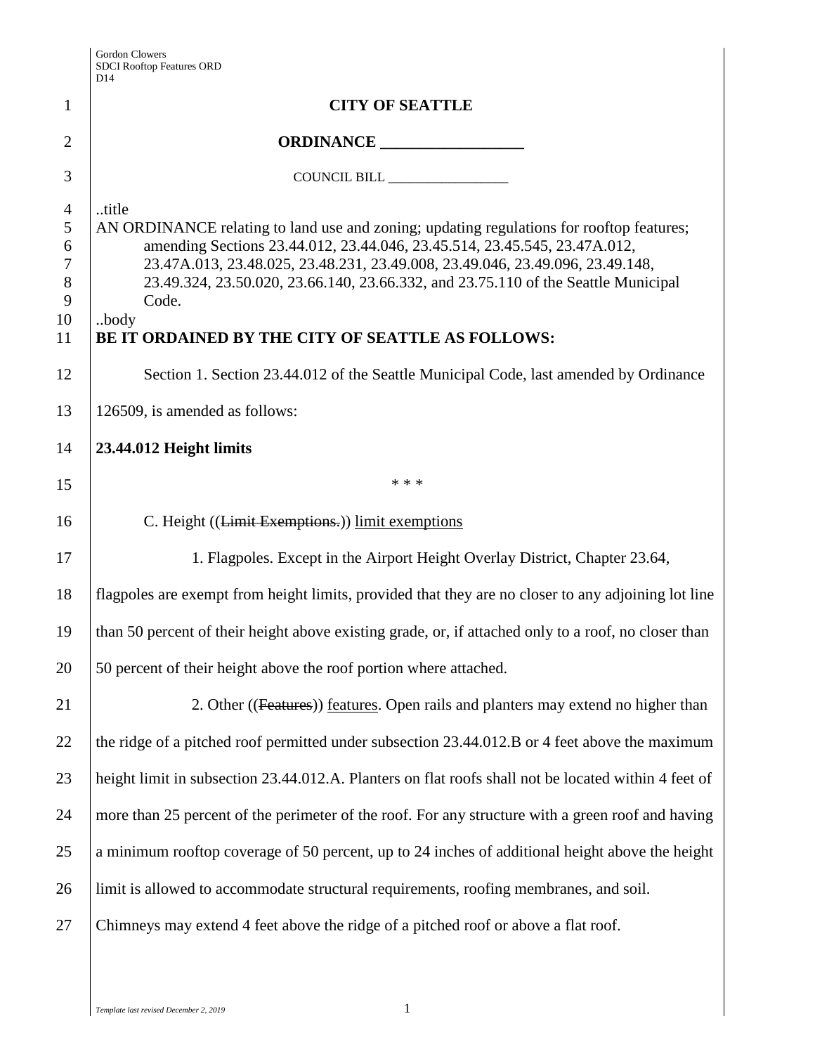# CITY OF SEATTLE

## ORDINANCE __________________

COUNCIL BILL __________________

..title

AN ORDINANCE relating to land use and zoning; updating regulations for rooftop features; amending Sections 23.44.012, 23.44.046, 23.45.514, 23.45.545, 23.47A.012, 23.47A.013, 23.48.025, 23.48.231, 23.49.008, 23.49.046, 23.49.096, 23.49.148, 23.49.324, 23.50.020, 23.66.140, 23.66.332, and 23.75.110 of the Seattle Municipal Code.

..body

**BE IT ORDAINED BY THE CITY OF SEATTLE AS FOLLOWS:**

Section 1. Section 23.44.012 of the Seattle Municipal Code, last amended by Ordinance 126509, is amended as follows:

**23.44.012 Height limits**

\* \* \*

C. Height ((~~Limit Exemptions.~~)) limit exemptions

1. Flagpoles. Except in the Airport Height Overlay District, Chapter 23.64, flagpoles are exempt from height limits, provided that they are no closer to any adjoining lot line than 50 percent of their height above existing grade, or, if attached only to a roof, no closer than 50 percent of their height above the roof portion where attached.

2. Other ((~~Features~~)) features. Open rails and planters may extend no higher than the ridge of a pitched roof permitted under subsection 23.44.012.B or 4 feet above the maximum height limit in subsection 23.44.012.A. Planters on flat roofs shall not be located within 4 feet of more than 25 percent of the perimeter of the roof. For any structure with a green roof and having a minimum rooftop coverage of 50 percent, up to 24 inches of additional height above the height limit is allowed to accommodate structural requirements, roofing membranes, and soil. Chimneys may extend 4 feet above the ridge of a pitched roof or above a flat roof.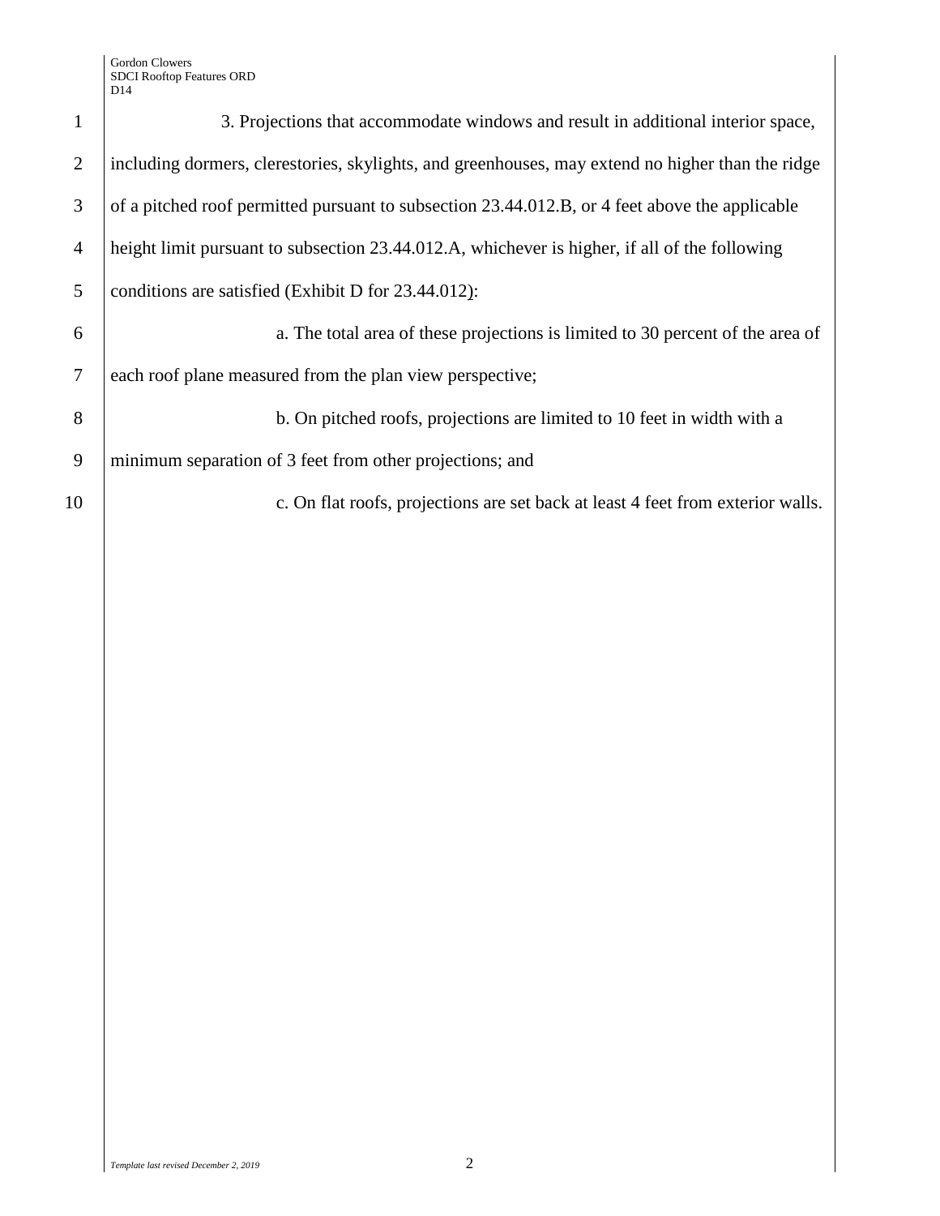3. Projections that accommodate windows and result in additional interior space, including dormers, clerestories, skylights, and greenhouses, may extend no higher than the ridge of a pitched roof permitted pursuant to subsection 23.44.012.B, or 4 feet above the applicable height limit pursuant to subsection 23.44.012.A, whichever is higher, if all of the following conditions are satisfied (Exhibit D for 23.44.012):

a. The total area of these projections is limited to 30 percent of the area of each roof plane measured from the plan view perspective;

b. On pitched roofs, projections are limited to 10 feet in width with a minimum separation of 3 feet from other projections; and

c. On flat roofs, projections are set back at least 4 feet from exterior walls.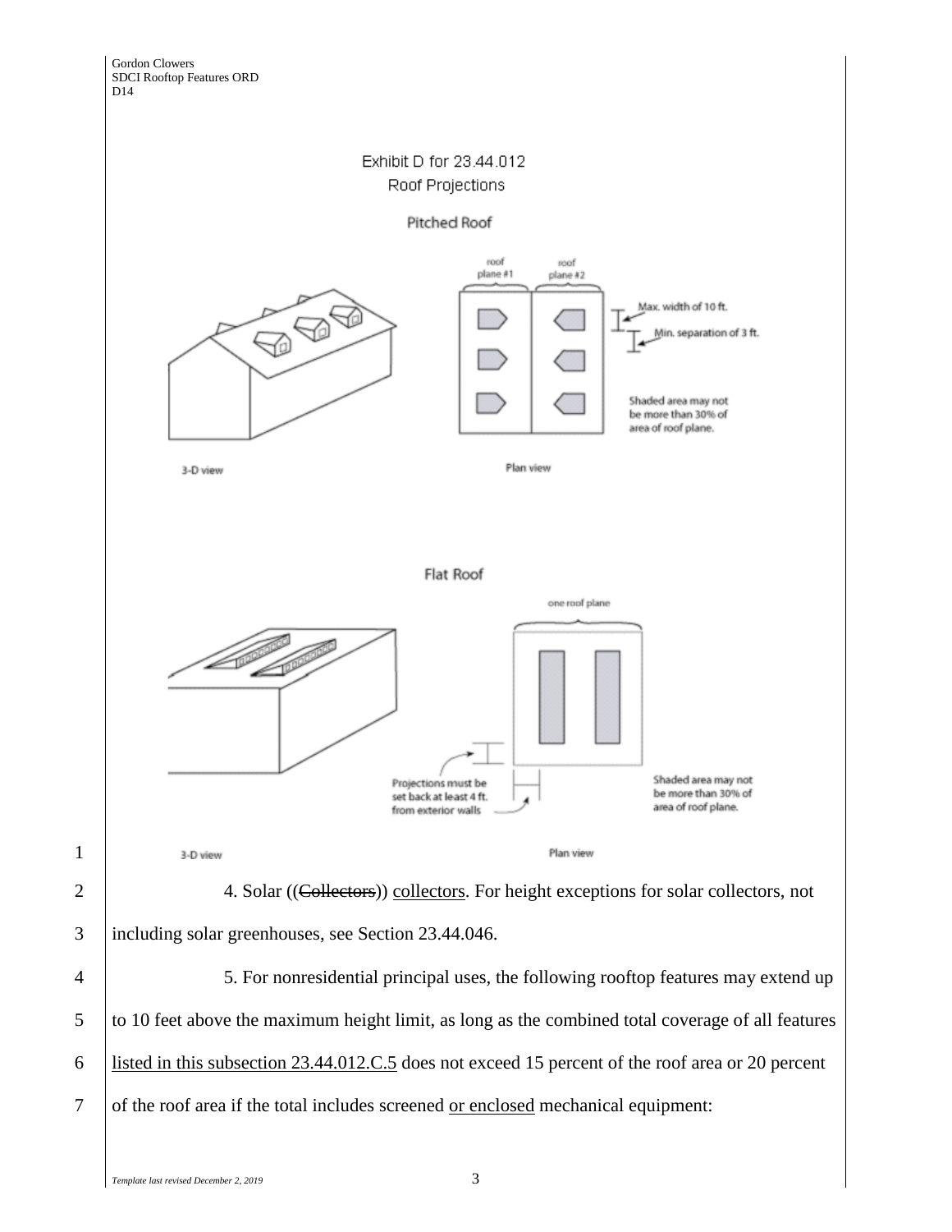Exhibit D for 23.44.012
Roof Projections

Pitched Roof

roof plane #1 | roof plane #2

Max. width of 10 ft.

Min. separation of 3 ft.

Shaded area may not be more than 30% of area of roof plane.

3-D view

Plan view

Flat Roof

one roof plane

Projections must be set back at least 4 ft. from exterior walls

Shaded area may not be more than 30% of area of roof plane.

3-D view

Plan view

4. Solar ((~~Collectors~~)) <u>collectors</u>. For height exceptions for solar collectors, not including solar greenhouses, see Section 23.44.046.

5. For nonresidential principal uses, the following rooftop features may extend up to 10 feet above the maximum height limit, as long as the combined total coverage of all features <u>listed in this subsection 23.44.012.C.5</u> does not exceed 15 percent of the roof area or 20 percent of the roof area if the total includes screened <u>or enclosed</u> mechanical equipment: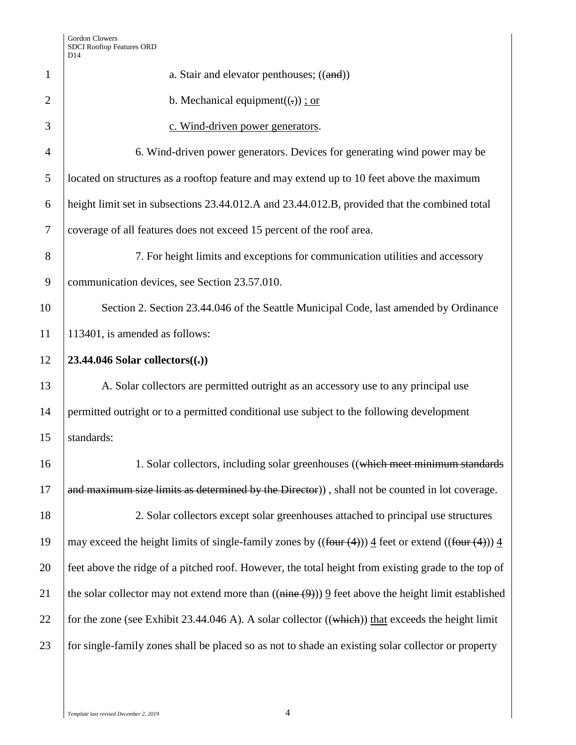a. Stair and elevator penthouses; ((~~and~~))

b. Mechanical equipment((~~.~~)) <u>; or</u>

<u>c. Wind-driven power generators</u>.

6. Wind-driven power generators. Devices for generating wind power may be located on structures as a rooftop feature and may extend up to 10 feet above the maximum height limit set in subsections 23.44.012.A and 23.44.012.B, provided that the combined total coverage of all features does not exceed 15 percent of the roof area.

7. For height limits and exceptions for communication utilities and accessory communication devices, see Section 23.57.010.

Section 2. Section 23.44.046 of the Seattle Municipal Code, last amended by Ordinance 113401, is amended as follows:

**23.44.046 Solar collectors((~~.~~))**

A. Solar collectors are permitted outright as an accessory use to any principal use permitted outright or to a permitted conditional use subject to the following development standards:

1. Solar collectors, including solar greenhouses ((~~which meet minimum standards and maximum size limits as determined by the Director~~)) , shall not be counted in lot coverage.

2. Solar collectors except solar greenhouses attached to principal use structures may exceed the height limits of single-family zones by ((~~four (4)~~)) <u>4</u> feet or extend ((~~four (4)~~)) <u>4</u> feet above the ridge of a pitched roof. However, the total height from existing grade to the top of the solar collector may not extend more than ((~~nine (9)~~)) <u>9</u> feet above the height limit established for the zone (see Exhibit 23.44.046 A). A solar collector ((~~which~~)) <u>that</u> exceeds the height limit for single-family zones shall be placed so as not to shade an existing solar collector or property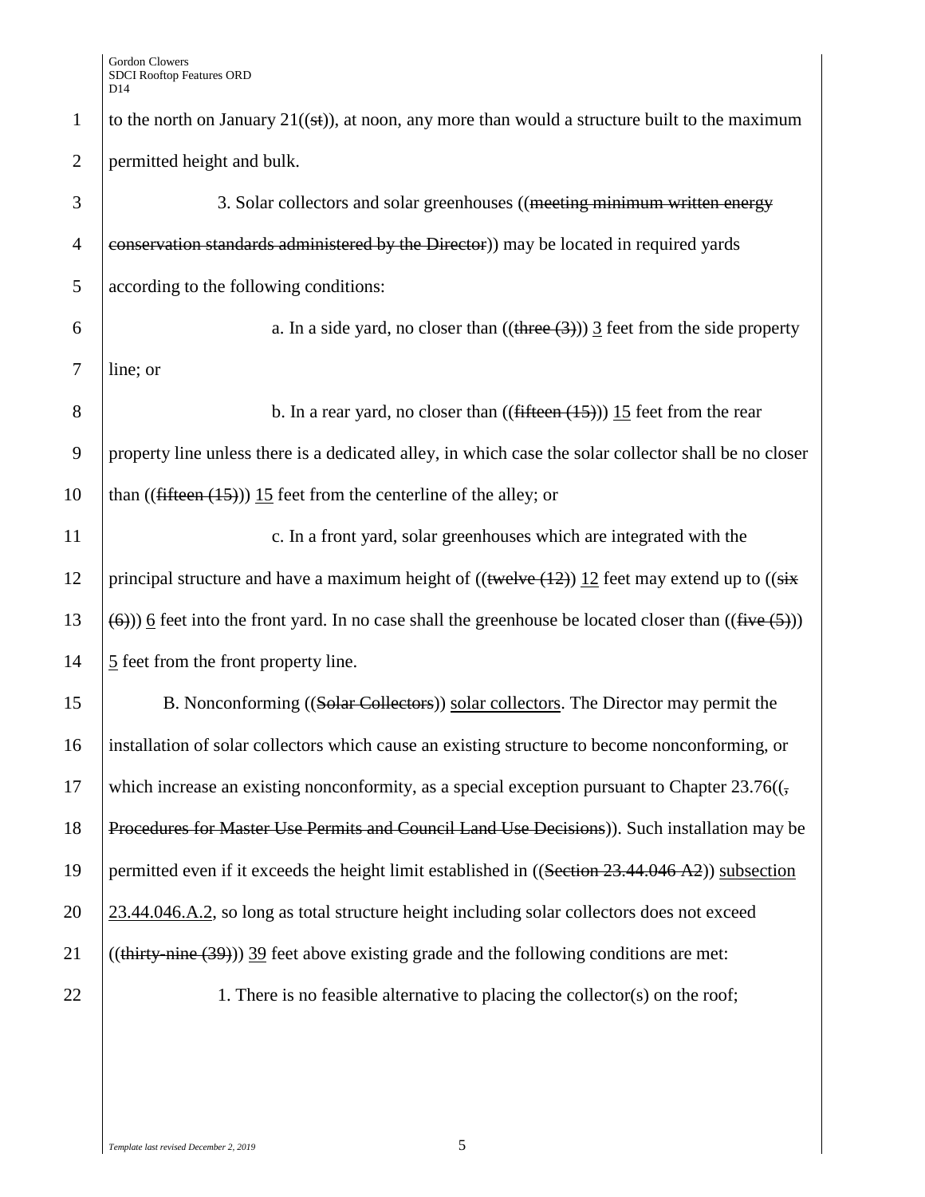to the north on January 21((~~st~~)), at noon, any more than would a structure built to the maximum permitted height and bulk.

3. Solar collectors and solar greenhouses ((~~meeting minimum written energy conservation standards administered by the Director~~)) may be located in required yards according to the following conditions:

a. In a side yard, no closer than ((~~three (3)~~)) 3 feet from the side property line; or

b. In a rear yard, no closer than ((~~fifteen (15)~~)) 15 feet from the rear property line unless there is a dedicated alley, in which case the solar collector shall be no closer than ((~~fifteen (15)~~)) 15 feet from the centerline of the alley; or

c. In a front yard, solar greenhouses which are integrated with the principal structure and have a maximum height of ((~~twelve (12)~~)) 12 feet may extend up to ((~~six (6)~~)) 6 feet into the front yard. In no case shall the greenhouse be located closer than ((~~five (5)~~)) 5 feet from the front property line.

B. Nonconforming ((~~Solar Collectors~~)) solar collectors. The Director may permit the installation of solar collectors which cause an existing structure to become nonconforming, or which increase an existing nonconformity, as a special exception pursuant to Chapter 23.76((~~, Procedures for Master Use Permits and Council Land Use Decisions~~)). Such installation may be permitted even if it exceeds the height limit established in ((~~Section 23.44.046 A2~~)) subsection 23.44.046.A.2, so long as total structure height including solar collectors does not exceed ((~~thirty-nine (39)~~)) 39 feet above existing grade and the following conditions are met:

1. There is no feasible alternative to placing the collector(s) on the roof;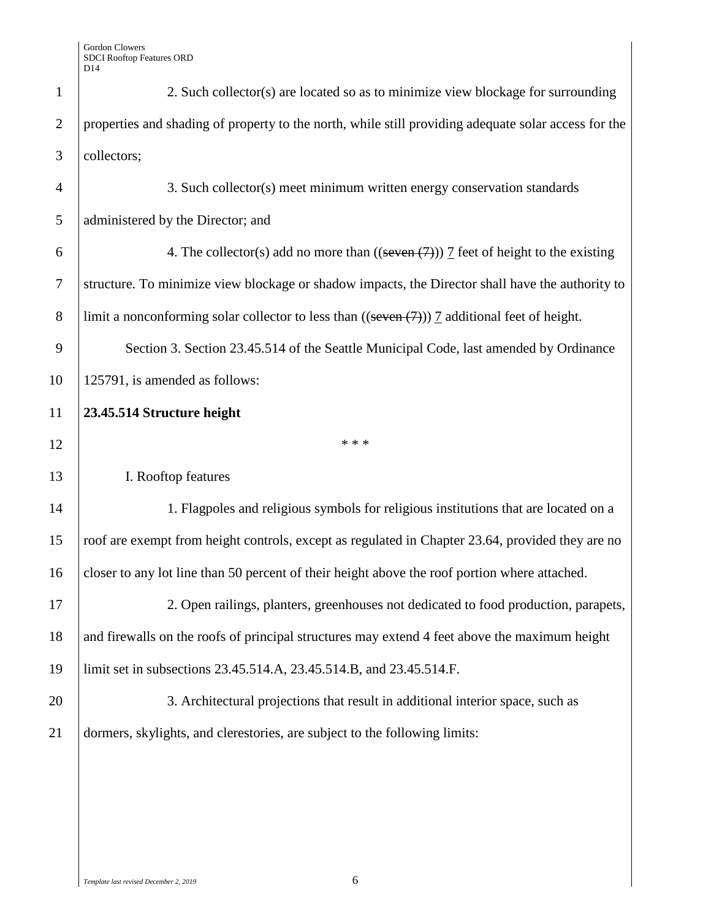2. Such collector(s) are located so as to minimize view blockage for surrounding properties and shading of property to the north, while still providing adequate solar access for the collectors;

3. Such collector(s) meet minimum written energy conservation standards administered by the Director; and

4. The collector(s) add no more than ((~~seven (7)~~)) 7 feet of height to the existing structure. To minimize view blockage or shadow impacts, the Director shall have the authority to limit a nonconforming solar collector to less than ((~~seven (7)~~)) 7 additional feet of height.

Section 3. Section 23.45.514 of the Seattle Municipal Code, last amended by Ordinance 125791, is amended as follows:

**23.45.514 Structure height**

\* \* \*

I. Rooftop features

1. Flagpoles and religious symbols for religious institutions that are located on a roof are exempt from height controls, except as regulated in Chapter 23.64, provided they are no closer to any lot line than 50 percent of their height above the roof portion where attached.

2. Open railings, planters, greenhouses not dedicated to food production, parapets, and firewalls on the roofs of principal structures may extend 4 feet above the maximum height limit set in subsections 23.45.514.A, 23.45.514.B, and 23.45.514.F.

3. Architectural projections that result in additional interior space, such as dormers, skylights, and clerestories, are subject to the following limits: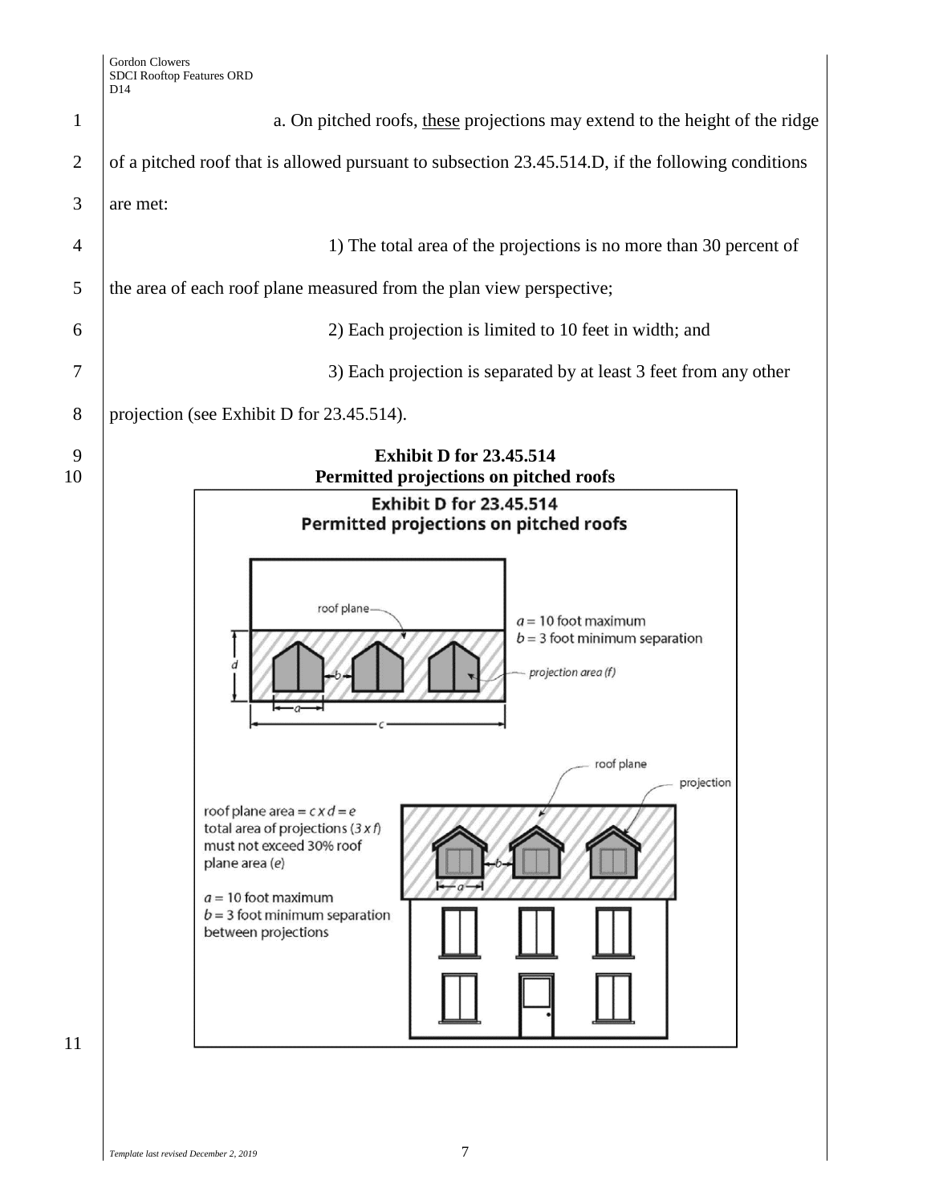a. On pitched roofs, these projections may extend to the height of the ridge of a pitched roof that is allowed pursuant to subsection 23.45.514.D, if the following conditions are met:

1) The total area of the projections is no more than 30 percent of the area of each roof plane measured from the plan view perspective;

2) Each projection is limited to 10 feet in width; and

3) Each projection is separated by at least 3 feet from any other projection (see Exhibit D for 23.45.514).

**Exhibit D for 23.45.514**
**Permitted projections on pitched roofs**

Exhibit D for 23.45.514
Permitted projections on pitched roofs

roof plane

$a$ = 10 foot maximum
$b$ = 3 foot minimum separation

projection area ($f$)

$d$

$a$

$b$

$c$

roof plane

projection

roof plane area = $c \times d = e$
total area of projections ($3 \times f$) must not exceed 30% roof plane area ($e$)

$a$ = 10 foot maximum
$b$ = 3 foot minimum separation between projections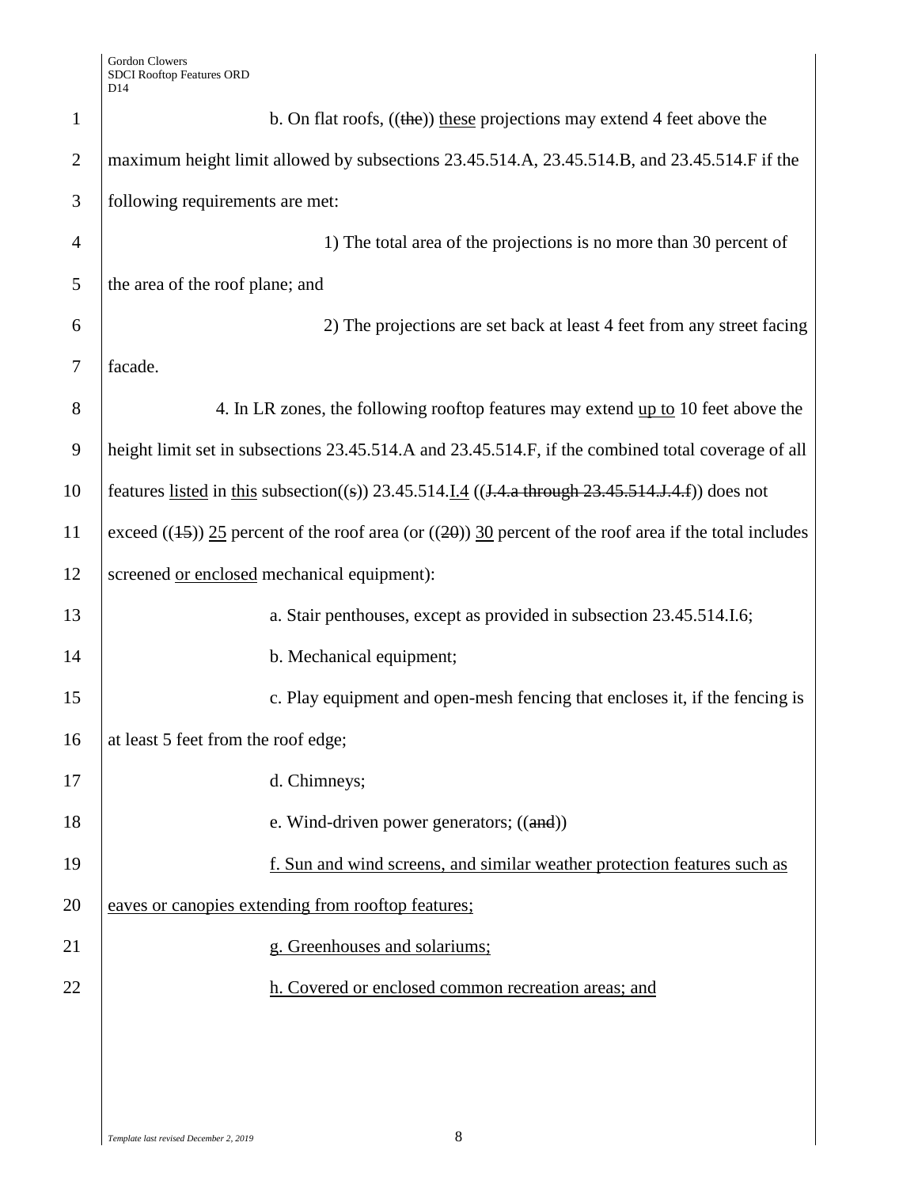b. On flat roofs, ((~~the~~)) <u>these</u> projections may extend 4 feet above the maximum height limit allowed by subsections 23.45.514.A, 23.45.514.B, and 23.45.514.F if the following requirements are met:

1) The total area of the projections is no more than 30 percent of the area of the roof plane; and

2) The projections are set back at least 4 feet from any street facing facade.

4. In LR zones, the following rooftop features may extend <u>up to</u> 10 feet above the height limit set in subsections 23.45.514.A and 23.45.514.F, if the combined total coverage of all features <u>listed</u> in <u>this</u> subsection((~~s~~)) 23.45.514.<u>I.4</u> ((~~J.4.a through 23.45.514.J.4.f~~)) does not exceed ((~~15~~)) <u>25</u> percent of the roof area (or ((~~20~~)) <u>30</u> percent of the roof area if the total includes screened <u>or enclosed</u> mechanical equipment):

a. Stair penthouses, except as provided in subsection 23.45.514.I.6;

b. Mechanical equipment;

c. Play equipment and open-mesh fencing that encloses it, if the fencing is at least 5 feet from the roof edge;

d. Chimneys;

e. Wind-driven power generators; ((~~and~~))

<u>f. Sun and wind screens, and similar weather protection features such as eaves or canopies extending from rooftop features;</u>

<u>g. Greenhouses and solariums;</u>

<u>h. Covered or enclosed common recreation areas; and</u>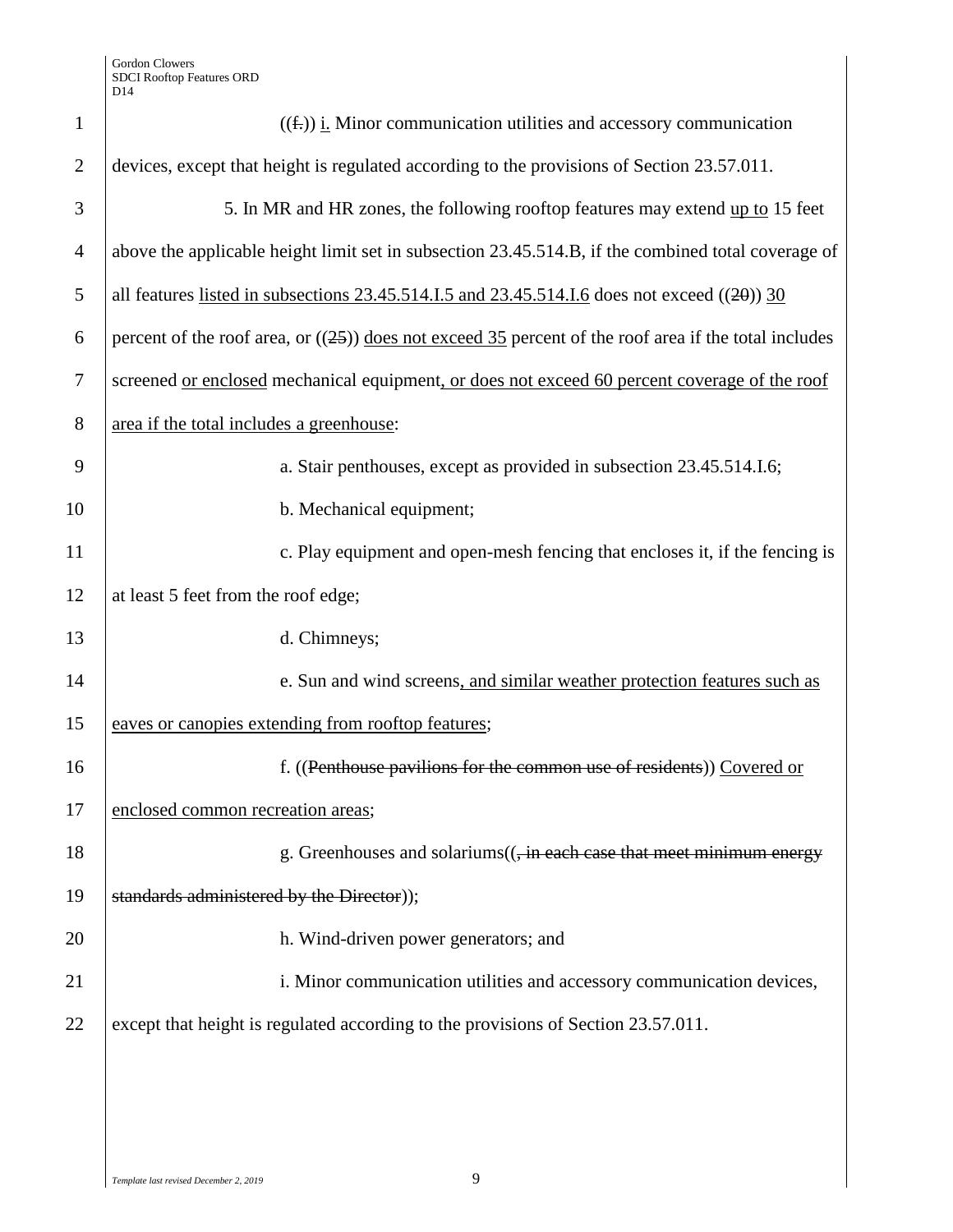((f.)) i. Minor communication utilities and accessory communication devices, except that height is regulated according to the provisions of Section 23.57.011.

5. In MR and HR zones, the following rooftop features may extend up to 15 feet above the applicable height limit set in subsection 23.45.514.B, if the combined total coverage of all features listed in subsections 23.45.514.I.5 and 23.45.514.I.6 does not exceed ((20)) 30 percent of the roof area, or ((25)) does not exceed 35 percent of the roof area if the total includes screened or enclosed mechanical equipment, or does not exceed 60 percent coverage of the roof area if the total includes a greenhouse:

a. Stair penthouses, except as provided in subsection 23.45.514.I.6;

b. Mechanical equipment;

c. Play equipment and open-mesh fencing that encloses it, if the fencing is at least 5 feet from the roof edge;

d. Chimneys;

e. Sun and wind screens, and similar weather protection features such as eaves or canopies extending from rooftop features;

f. ((~~Penthouse pavilions for the common use of residents~~)) Covered or enclosed common recreation areas;

g. Greenhouses and solariums((~~, in each case that meet minimum energy standards administered by the Director~~));

h. Wind-driven power generators; and

i. Minor communication utilities and accessory communication devices, except that height is regulated according to the provisions of Section 23.57.011.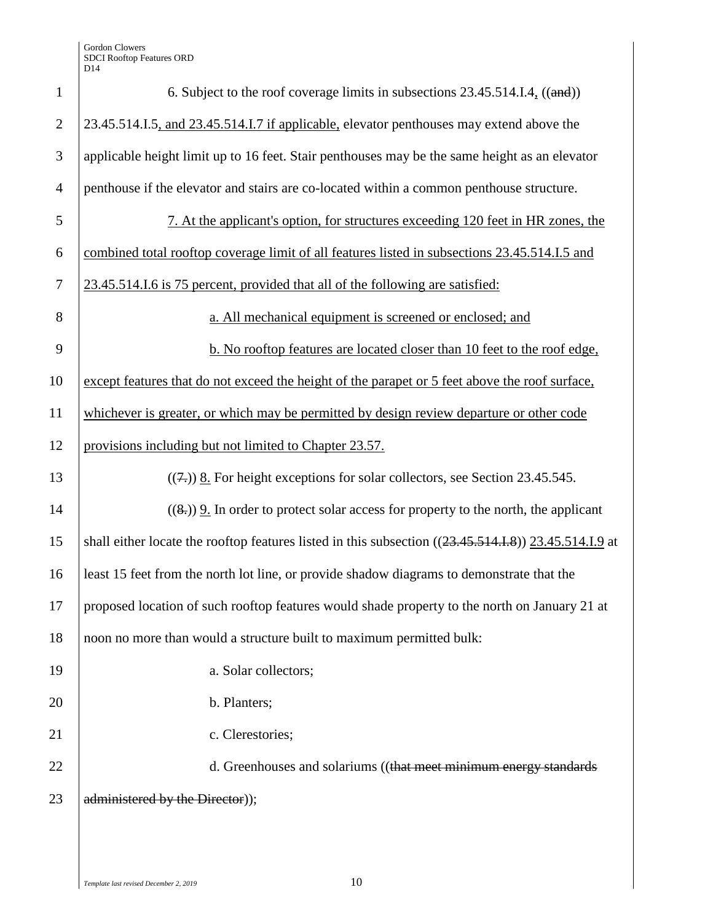6. Subject to the roof coverage limits in subsections 23.45.514.I.4, ((and)) 23.45.514.I.5, and 23.45.514.I.7 if applicable, elevator penthouses may extend above the applicable height limit up to 16 feet. Stair penthouses may be the same height as an elevator penthouse if the elevator and stairs are co-located within a common penthouse structure.

7. At the applicant's option, for structures exceeding 120 feet in HR zones, the combined total rooftop coverage limit of all features listed in subsections 23.45.514.I.5 and 23.45.514.I.6 is 75 percent, provided that all of the following are satisfied:

a. All mechanical equipment is screened or enclosed; and

b. No rooftop features are located closer than 10 feet to the roof edge, except features that do not exceed the height of the parapet or 5 feet above the roof surface, whichever is greater, or which may be permitted by design review departure or other code provisions including but not limited to Chapter 23.57.

((7.)) 8. For height exceptions for solar collectors, see Section 23.45.545.

((8.)) 9. In order to protect solar access for property to the north, the applicant shall either locate the rooftop features listed in this subsection ((23.45.514.I.8)) 23.45.514.I.9 at least 15 feet from the north lot line, or provide shadow diagrams to demonstrate that the proposed location of such rooftop features would shade property to the north on January 21 at noon no more than would a structure built to maximum permitted bulk:

a. Solar collectors;

b. Planters;

c. Clerestories;

d. Greenhouses and solariums ((that meet minimum energy standards administered by the Director));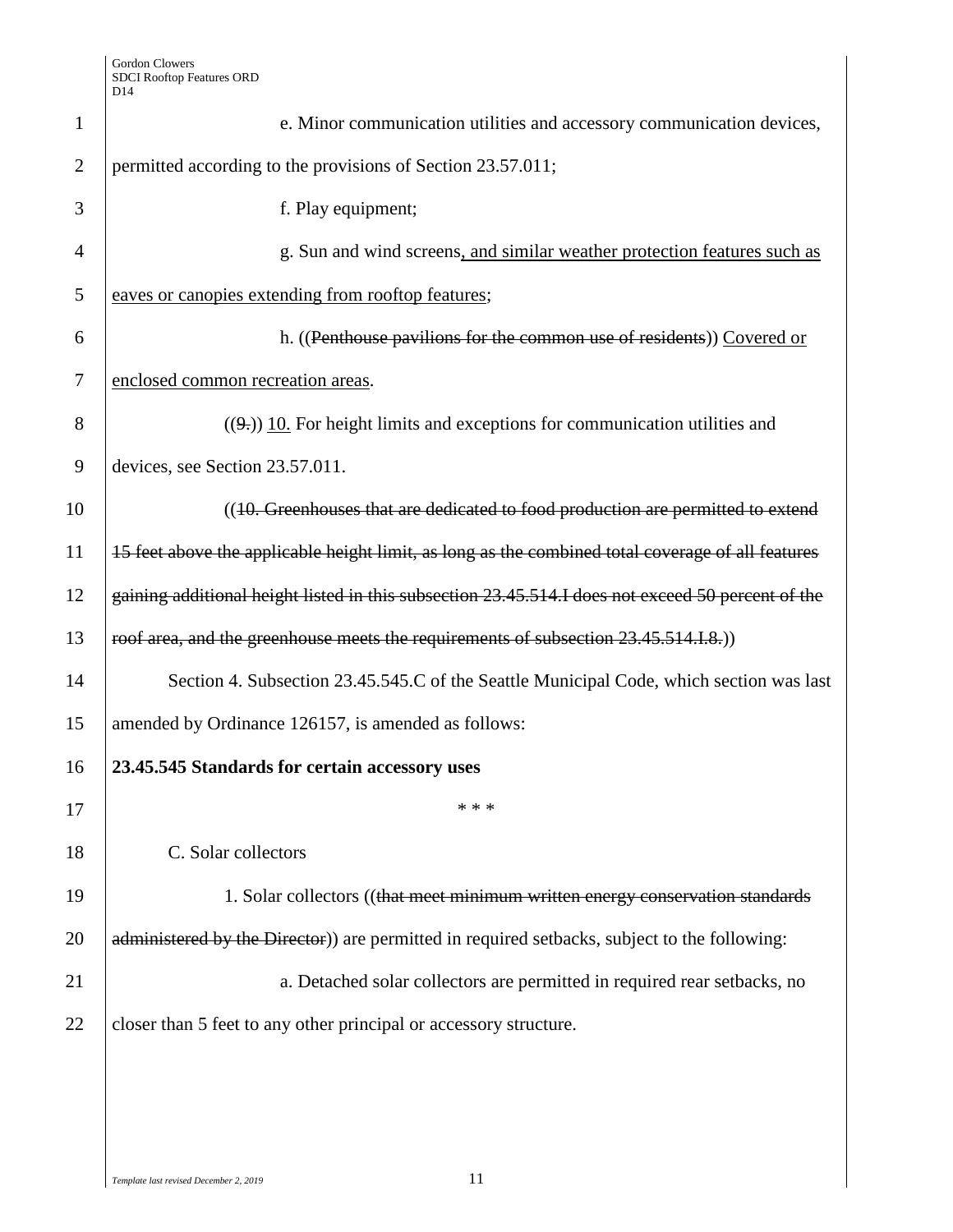e. Minor communication utilities and accessory communication devices, permitted according to the provisions of Section 23.57.011;

f. Play equipment;

g. Sun and wind screens, and similar weather protection features such as eaves or canopies extending from rooftop features;

h. ((~~Penthouse pavilions for the common use of residents~~)) Covered or enclosed common recreation areas.

((~~9.~~)) 10. For height limits and exceptions for communication utilities and devices, see Section 23.57.011.

((~~10. Greenhouses that are dedicated to food production are permitted to extend 15 feet above the applicable height limit, as long as the combined total coverage of all features gaining additional height listed in this subsection 23.45.514.I does not exceed 50 percent of the roof area, and the greenhouse meets the requirements of subsection 23.45.514.I.8.~~))

Section 4. Subsection 23.45.545.C of the Seattle Municipal Code, which section was last amended by Ordinance 126157, is amended as follows:

**23.45.545 Standards for certain accessory uses**

\* \* \*

C. Solar collectors

1. Solar collectors ((~~that meet minimum written energy conservation standards administered by the Director~~)) are permitted in required setbacks, subject to the following:

a. Detached solar collectors are permitted in required rear setbacks, no closer than 5 feet to any other principal or accessory structure.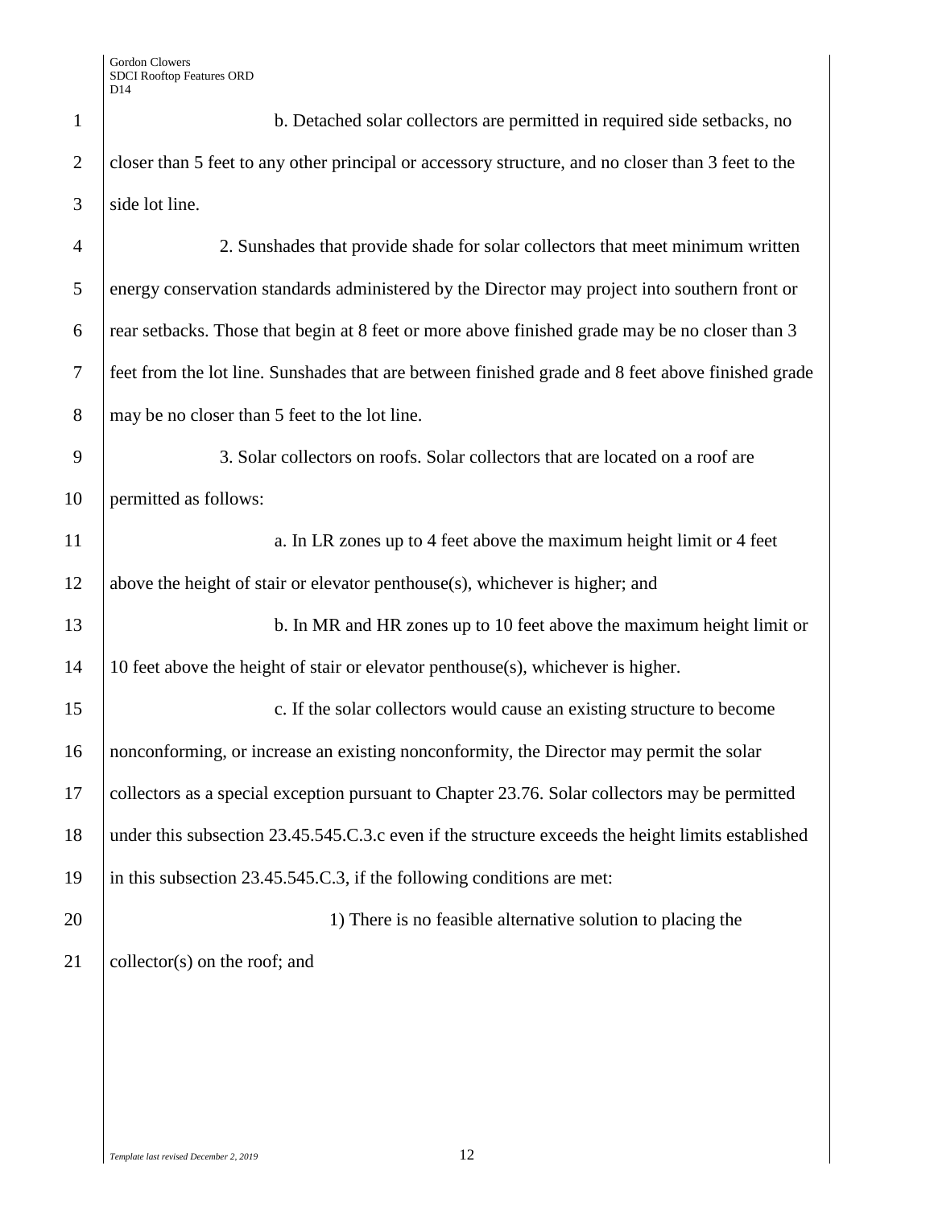b. Detached solar collectors are permitted in required side setbacks, no closer than 5 feet to any other principal or accessory structure, and no closer than 3 feet to the side lot line.

2. Sunshades that provide shade for solar collectors that meet minimum written energy conservation standards administered by the Director may project into southern front or rear setbacks. Those that begin at 8 feet or more above finished grade may be no closer than 3 feet from the lot line. Sunshades that are between finished grade and 8 feet above finished grade may be no closer than 5 feet to the lot line.

3. Solar collectors on roofs. Solar collectors that are located on a roof are permitted as follows:

a. In LR zones up to 4 feet above the maximum height limit or 4 feet above the height of stair or elevator penthouse(s), whichever is higher; and

b. In MR and HR zones up to 10 feet above the maximum height limit or 10 feet above the height of stair or elevator penthouse(s), whichever is higher.

c. If the solar collectors would cause an existing structure to become nonconforming, or increase an existing nonconformity, the Director may permit the solar collectors as a special exception pursuant to Chapter 23.76. Solar collectors may be permitted under this subsection 23.45.545.C.3.c even if the structure exceeds the height limits established in this subsection 23.45.545.C.3, if the following conditions are met:

1) There is no feasible alternative solution to placing the collector(s) on the roof; and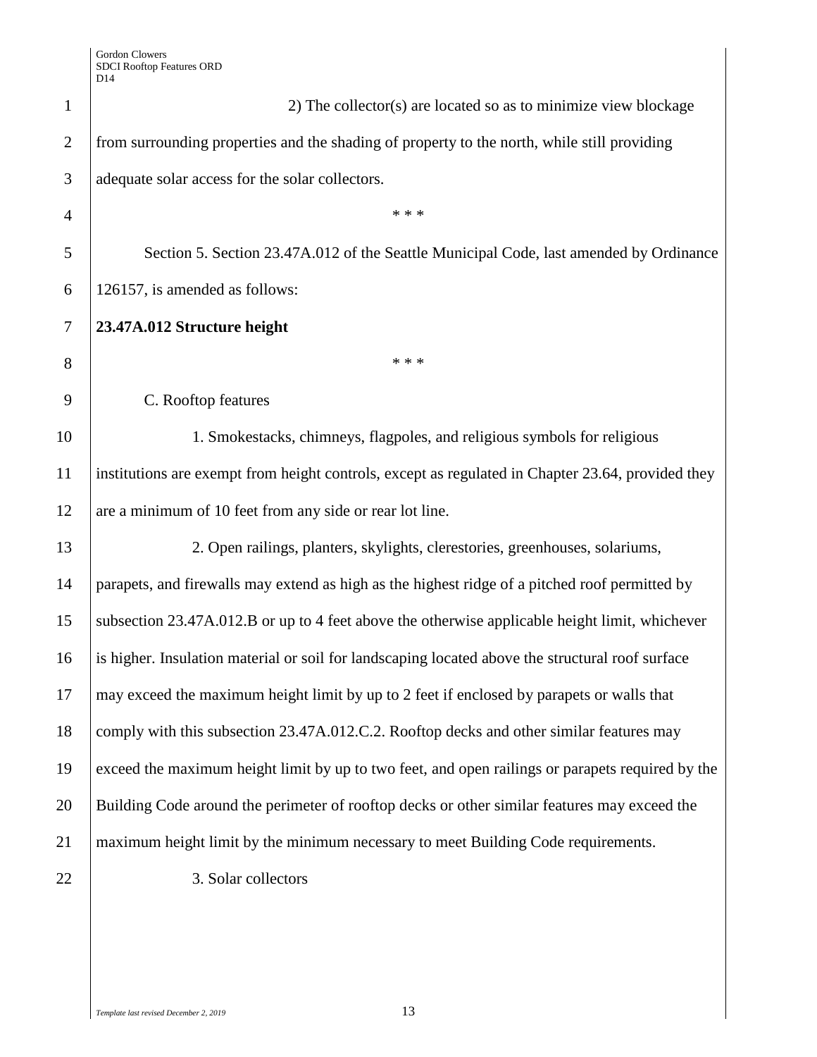2) The collector(s) are located so as to minimize view blockage from surrounding properties and the shading of property to the north, while still providing adequate solar access for the solar collectors.

\* \* \*

Section 5. Section 23.47A.012 of the Seattle Municipal Code, last amended by Ordinance 126157, is amended as follows:

**23.47A.012 Structure height**

\* \* \*

C. Rooftop features

1. Smokestacks, chimneys, flagpoles, and religious symbols for religious institutions are exempt from height controls, except as regulated in Chapter 23.64, provided they are a minimum of 10 feet from any side or rear lot line.

2. Open railings, planters, skylights, clerestories, greenhouses, solariums, parapets, and firewalls may extend as high as the highest ridge of a pitched roof permitted by subsection 23.47A.012.B or up to 4 feet above the otherwise applicable height limit, whichever is higher. Insulation material or soil for landscaping located above the structural roof surface may exceed the maximum height limit by up to 2 feet if enclosed by parapets or walls that comply with this subsection 23.47A.012.C.2. Rooftop decks and other similar features may exceed the maximum height limit by up to two feet, and open railings or parapets required by the Building Code around the perimeter of rooftop decks or other similar features may exceed the maximum height limit by the minimum necessary to meet Building Code requirements.

3. Solar collectors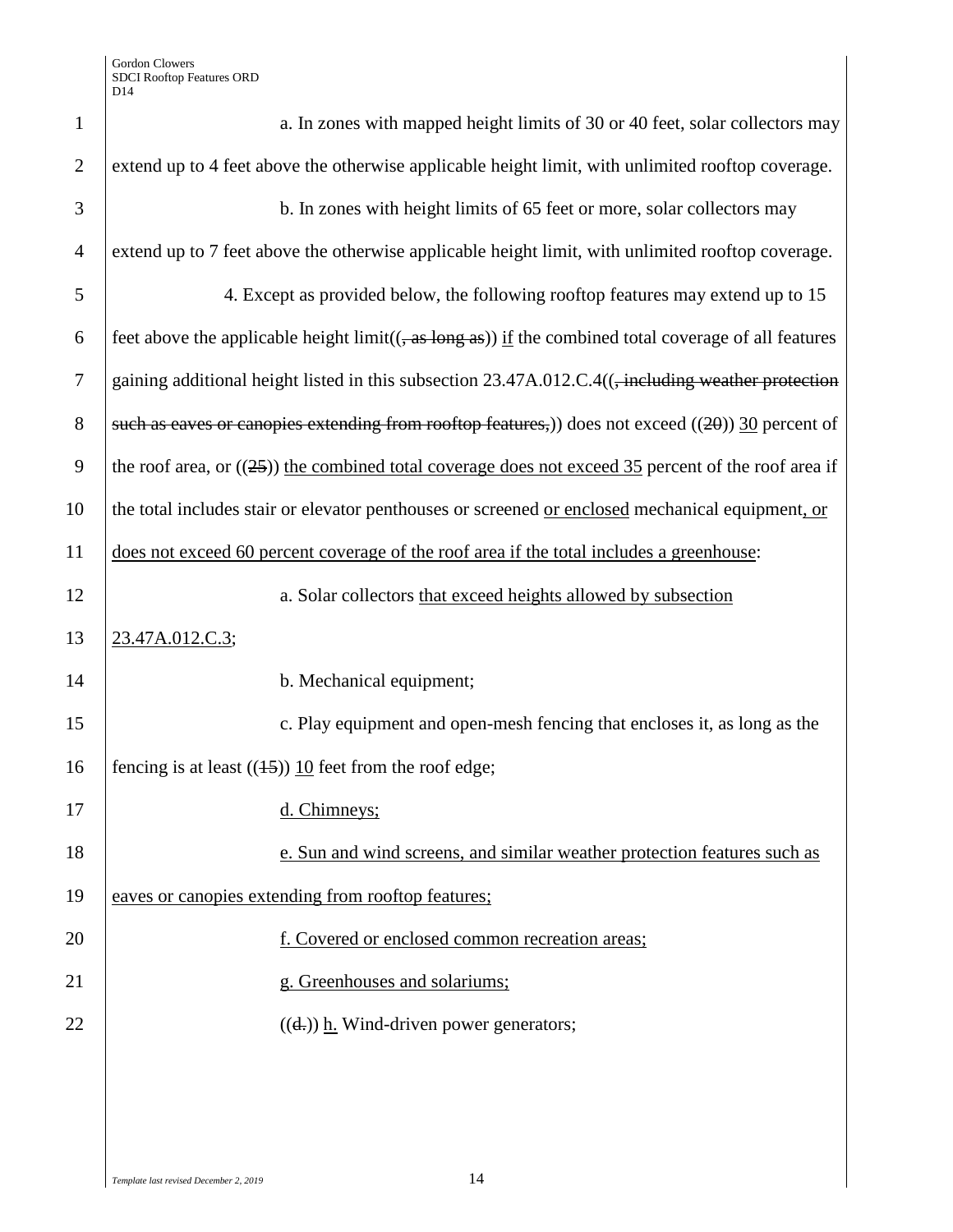a. In zones with mapped height limits of 30 or 40 feet, solar collectors may extend up to 4 feet above the otherwise applicable height limit, with unlimited rooftop coverage.

b. In zones with height limits of 65 feet or more, solar collectors may extend up to 7 feet above the otherwise applicable height limit, with unlimited rooftop coverage.

4. Except as provided below, the following rooftop features may extend up to 15 feet above the applicable height limit((~~, as long as~~)) <u>if</u> the combined total coverage of all features gaining additional height listed in this subsection 23.47A.012.C.4((~~, including weather protection such as eaves or canopies extending from rooftop features,~~)) does not exceed ((~~20~~)) <u>30</u> percent of the roof area, or ((~~25~~)) <u>the combined total coverage does not exceed 35</u> percent of the roof area if the total includes stair or elevator penthouses or screened <u>or enclosed</u> mechanical equipment<u>, or does not exceed 60 percent coverage of the roof area if the total includes a greenhouse</u>:

a. Solar collectors <u>that exceed heights allowed by subsection 23.47A.012.C.3</u>;

b. Mechanical equipment;

c. Play equipment and open-mesh fencing that encloses it, as long as the fencing is at least ((~~15~~)) <u>10</u> feet from the roof edge;

<u>d. Chimneys;</u>

<u>e. Sun and wind screens, and similar weather protection features such as eaves or canopies extending from rooftop features;</u>

<u>f. Covered or enclosed common recreation areas;</u>

<u>g. Greenhouses and solariums;</u>

((~~d.~~)) <u>h.</u> Wind-driven power generators;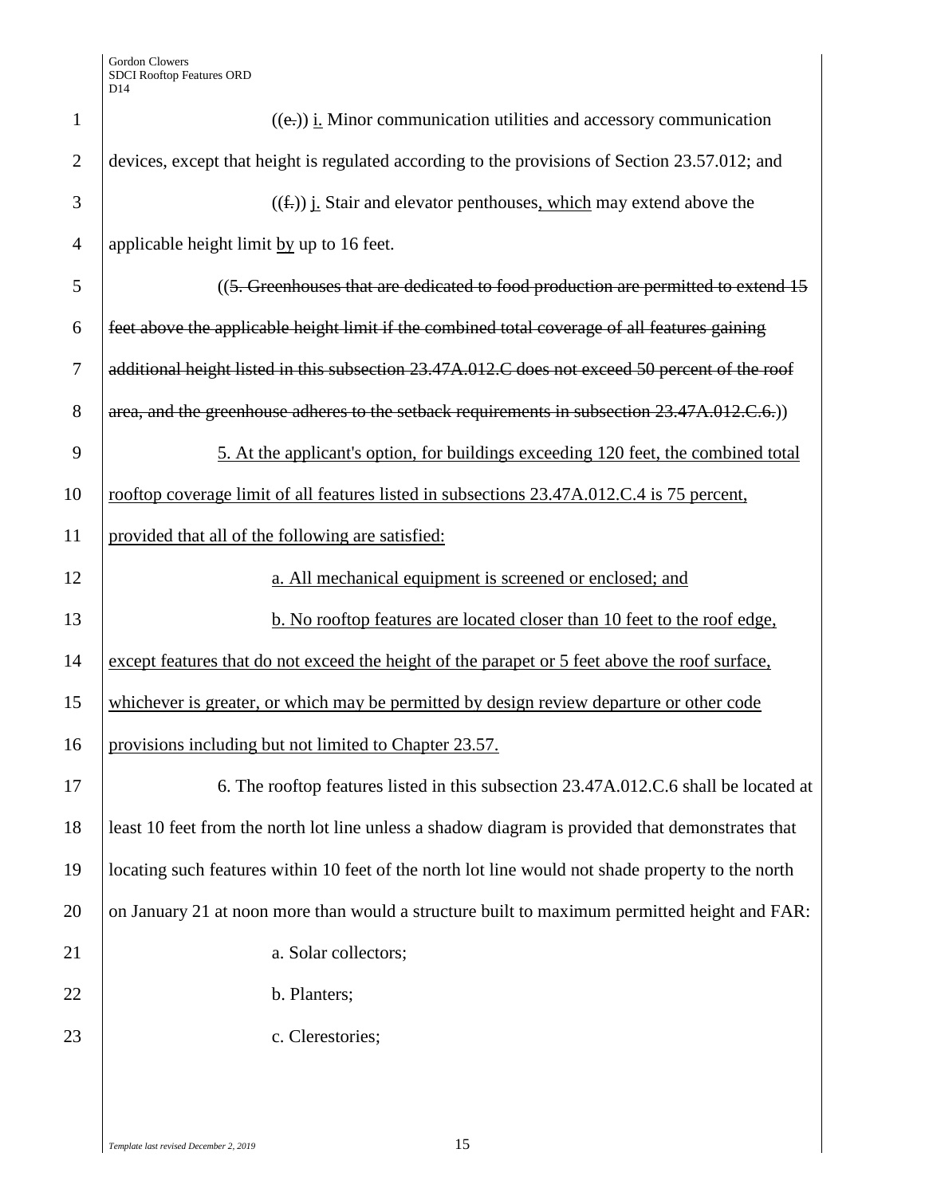((e.)) i. Minor communication utilities and accessory communication devices, except that height is regulated according to the provisions of Section 23.57.012; and

((f.)) j. Stair and elevator penthouses, which may extend above the applicable height limit by up to 16 feet.

((~~5. Greenhouses that are dedicated to food production are permitted to extend 15 feet above the applicable height limit if the combined total coverage of all features gaining additional height listed in this subsection 23.47A.012.C does not exceed 50 percent of the roof area, and the greenhouse adheres to the setback requirements in subsection 23.47A.012.C.6.~~))

5. At the applicant's option, for buildings exceeding 120 feet, the combined total rooftop coverage limit of all features listed in subsections 23.47A.012.C.4 is 75 percent, provided that all of the following are satisfied:

a. All mechanical equipment is screened or enclosed; and

b. No rooftop features are located closer than 10 feet to the roof edge, except features that do not exceed the height of the parapet or 5 feet above the roof surface, whichever is greater, or which may be permitted by design review departure or other code provisions including but not limited to Chapter 23.57.

6. The rooftop features listed in this subsection 23.47A.012.C.6 shall be located at least 10 feet from the north lot line unless a shadow diagram is provided that demonstrates that locating such features within 10 feet of the north lot line would not shade property to the north on January 21 at noon more than would a structure built to maximum permitted height and FAR:

a. Solar collectors;

b. Planters;

c. Clerestories;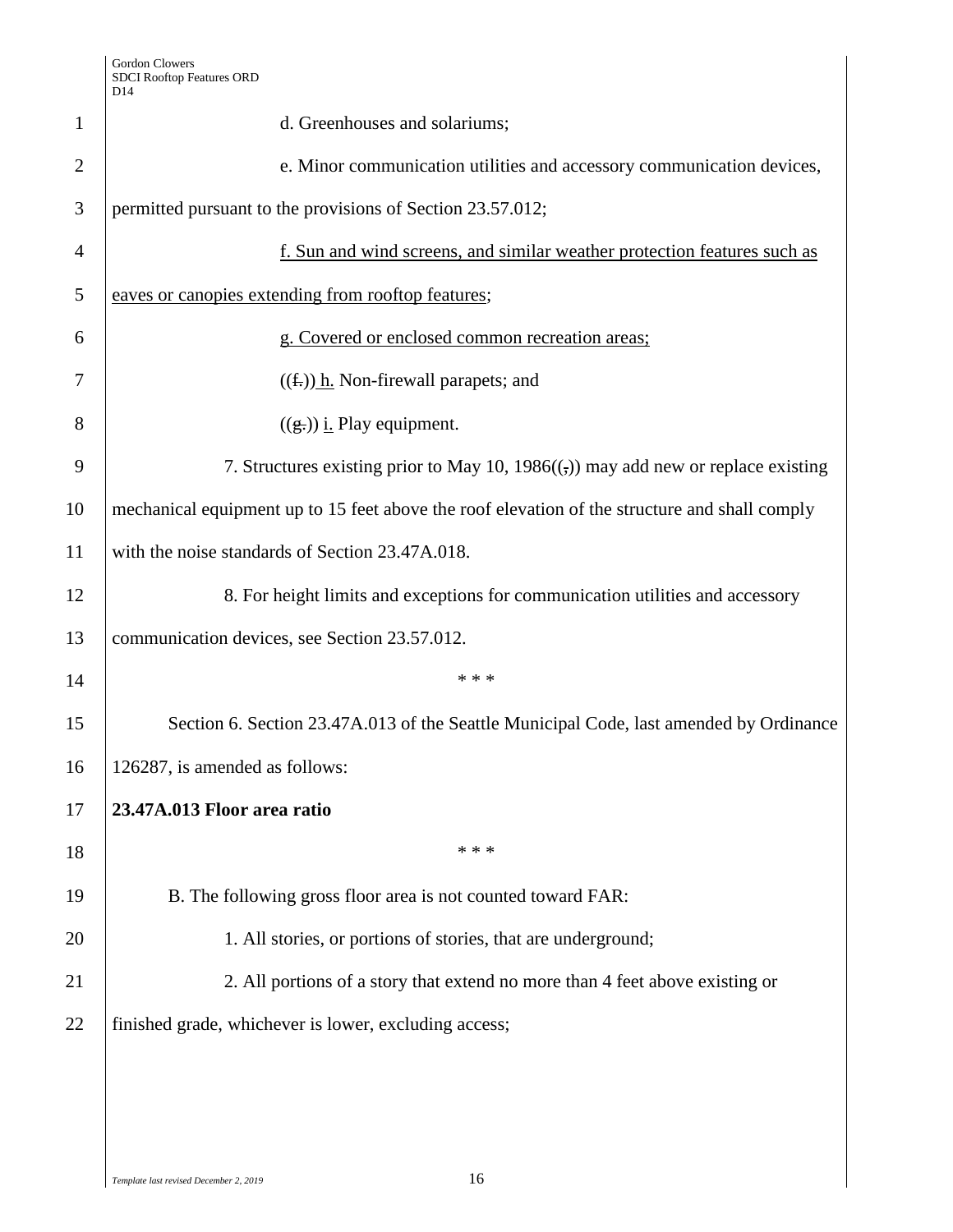d. Greenhouses and solariums;

e. Minor communication utilities and accessory communication devices, permitted pursuant to the provisions of Section 23.57.012;

f. Sun and wind screens, and similar weather protection features such as eaves or canopies extending from rooftop features;

g. Covered or enclosed common recreation areas;

((f.)) h. Non-firewall parapets; and

((g.)) i. Play equipment.

7. Structures existing prior to May 10, 1986((,)) may add new or replace existing mechanical equipment up to 15 feet above the roof elevation of the structure and shall comply with the noise standards of Section 23.47A.018.

8. For height limits and exceptions for communication utilities and accessory communication devices, see Section 23.57.012.

\* \* \*

Section 6. Section 23.47A.013 of the Seattle Municipal Code, last amended by Ordinance 126287, is amended as follows:

**23.47A.013 Floor area ratio**

\* \* \*

B. The following gross floor area is not counted toward FAR:

1. All stories, or portions of stories, that are underground;

2. All portions of a story that extend no more than 4 feet above existing or finished grade, whichever is lower, excluding access;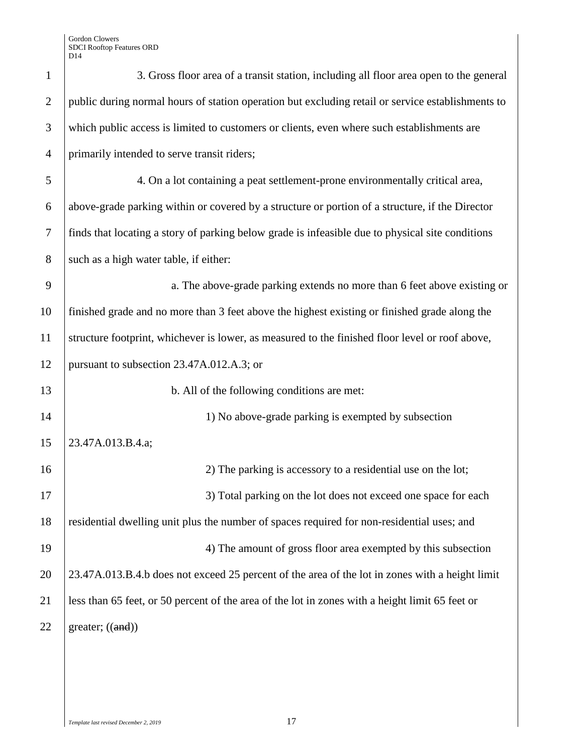3. Gross floor area of a transit station, including all floor area open to the general public during normal hours of station operation but excluding retail or service establishments to which public access is limited to customers or clients, even where such establishments are primarily intended to serve transit riders;

4. On a lot containing a peat settlement-prone environmentally critical area, above-grade parking within or covered by a structure or portion of a structure, if the Director finds that locating a story of parking below grade is infeasible due to physical site conditions such as a high water table, if either:

a. The above-grade parking extends no more than 6 feet above existing or finished grade and no more than 3 feet above the highest existing or finished grade along the structure footprint, whichever is lower, as measured to the finished floor level or roof above, pursuant to subsection 23.47A.012.A.3; or

b. All of the following conditions are met:

1) No above-grade parking is exempted by subsection 23.47A.013.B.4.a;

2) The parking is accessory to a residential use on the lot;

3) Total parking on the lot does not exceed one space for each residential dwelling unit plus the number of spaces required for non-residential uses; and

4) The amount of gross floor area exempted by this subsection 23.47A.013.B.4.b does not exceed 25 percent of the area of the lot in zones with a height limit less than 65 feet, or 50 percent of the area of the lot in zones with a height limit 65 feet or greater; ((~~and~~))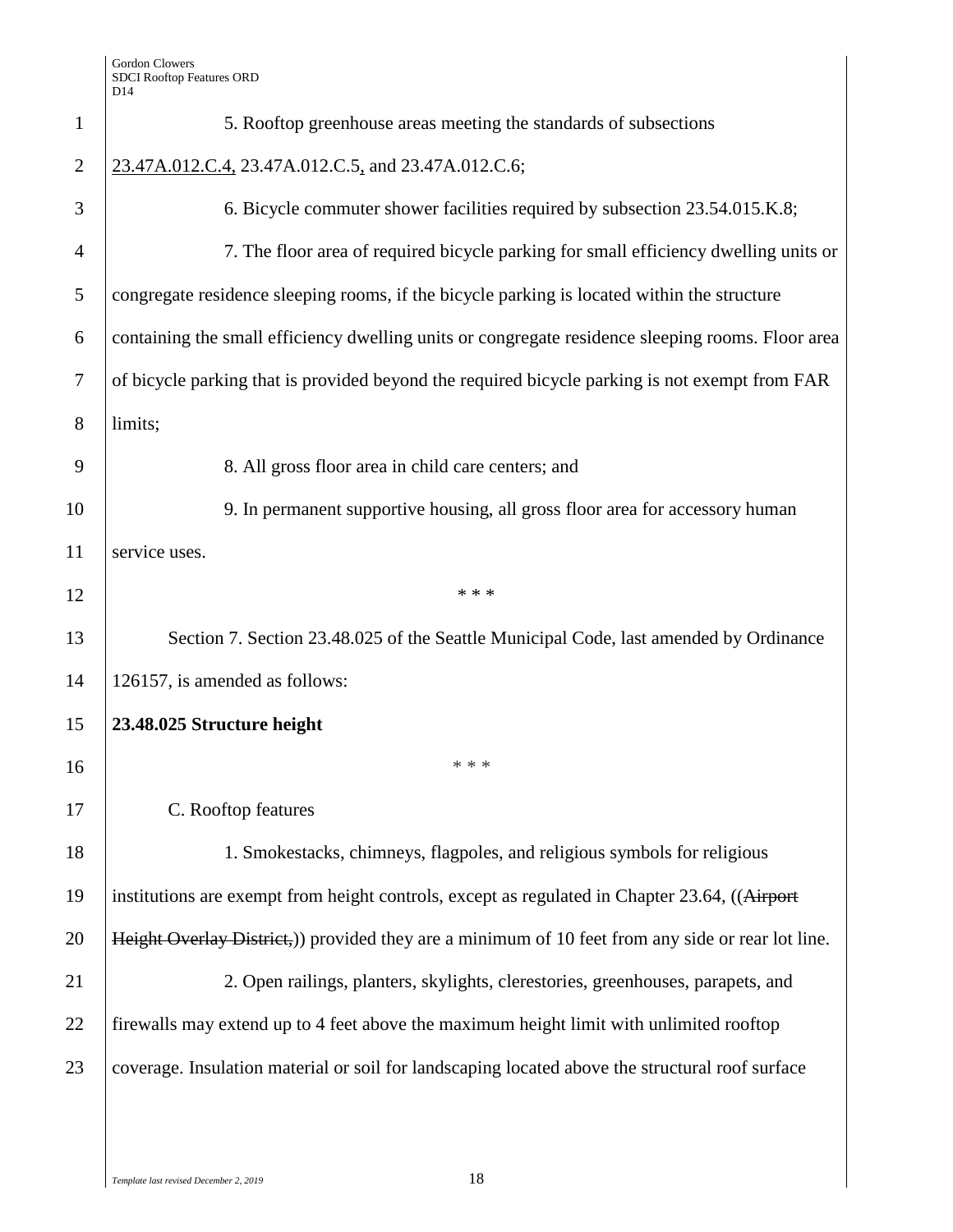5. Rooftop greenhouse areas meeting the standards of subsections 23.47A.012.C.4, 23.47A.012.C.5, and 23.47A.012.C.6;

6. Bicycle commuter shower facilities required by subsection 23.54.015.K.8;

7. The floor area of required bicycle parking for small efficiency dwelling units or congregate residence sleeping rooms, if the bicycle parking is located within the structure containing the small efficiency dwelling units or congregate residence sleeping rooms. Floor area of bicycle parking that is provided beyond the required bicycle parking is not exempt from FAR limits;

8. All gross floor area in child care centers; and

9. In permanent supportive housing, all gross floor area for accessory human service uses.

\* \* \*

Section 7. Section 23.48.025 of the Seattle Municipal Code, last amended by Ordinance 126157, is amended as follows:

**23.48.025 Structure height**

\* \* \*

C. Rooftop features

1. Smokestacks, chimneys, flagpoles, and religious symbols for religious institutions are exempt from height controls, except as regulated in Chapter 23.64, ((~~Airport Height Overlay District,~~)) provided they are a minimum of 10 feet from any side or rear lot line.

2. Open railings, planters, skylights, clerestories, greenhouses, parapets, and firewalls may extend up to 4 feet above the maximum height limit with unlimited rooftop coverage. Insulation material or soil for landscaping located above the structural roof surface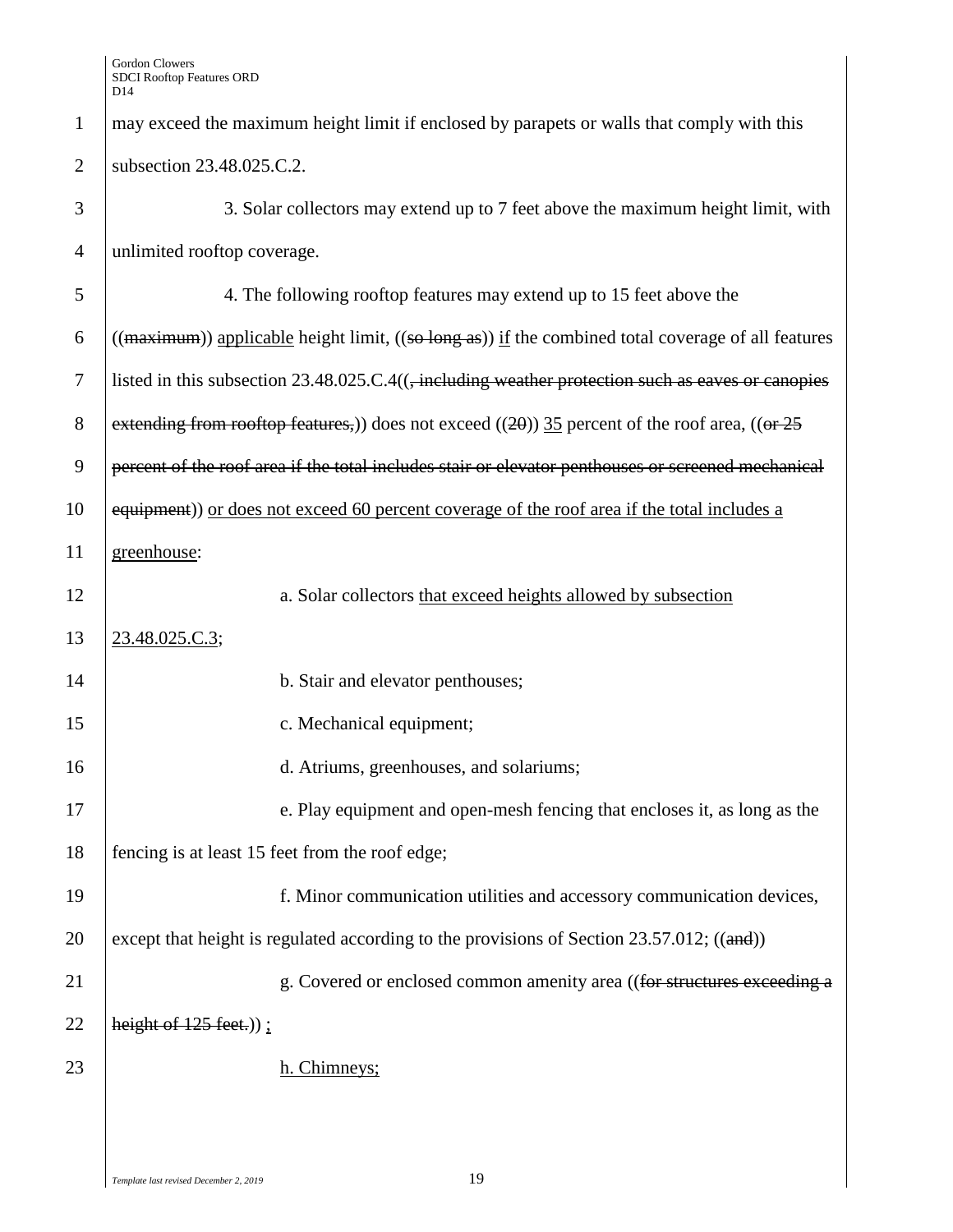may exceed the maximum height limit if enclosed by parapets or walls that comply with this subsection 23.48.025.C.2.

3. Solar collectors may extend up to 7 feet above the maximum height limit, with unlimited rooftop coverage.

4. The following rooftop features may extend up to 15 feet above the ((~~maximum~~)) <u>applicable</u> height limit, ((~~so long as~~)) <u>if</u> the combined total coverage of all features listed in this subsection 23.48.025.C.4((~~, including weather protection such as eaves or canopies extending from rooftop features,~~)) does not exceed ((~~20~~)) <u>35</u> percent of the roof area, ((~~or 25 percent of the roof area if the total includes stair or elevator penthouses or screened mechanical equipment~~)) <u>or does not exceed 60 percent coverage of the roof area if the total includes a greenhouse</u>:

a. Solar collectors <u>that exceed heights allowed by subsection 23.48.025.C.3</u>;

b. Stair and elevator penthouses;

c. Mechanical equipment;

d. Atriums, greenhouses, and solariums;

e. Play equipment and open-mesh fencing that encloses it, as long as the fencing is at least 15 feet from the roof edge;

f. Minor communication utilities and accessory communication devices, except that height is regulated according to the provisions of Section 23.57.012; ((~~and~~))

g. Covered or enclosed common amenity area ((~~for structures exceeding a height of 125 feet.~~)) <u>;</u>

<u>h. Chimneys;</u>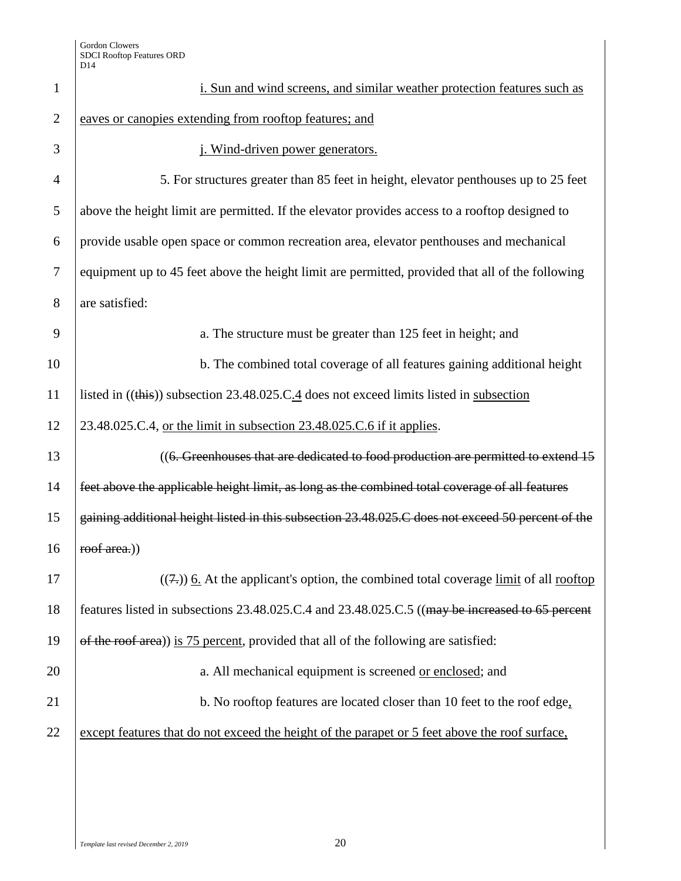i. Sun and wind screens, and similar weather protection features such as eaves or canopies extending from rooftop features; and

j. Wind-driven power generators.

5. For structures greater than 85 feet in height, elevator penthouses up to 25 feet above the height limit are permitted. If the elevator provides access to a rooftop designed to provide usable open space or common recreation area, elevator penthouses and mechanical equipment up to 45 feet above the height limit are permitted, provided that all of the following are satisfied:

a. The structure must be greater than 125 feet in height; and

b. The combined total coverage of all features gaining additional height listed in ((~~this~~)) subsection 23.48.025.C.4 does not exceed limits listed in subsection 23.48.025.C.4, or the limit in subsection 23.48.025.C.6 if it applies.

((~~6. Greenhouses that are dedicated to food production are permitted to extend 15 feet above the applicable height limit, as long as the combined total coverage of all features gaining additional height listed in this subsection 23.48.025.C does not exceed 50 percent of the roof area.~~))

((~~7.~~)) 6. At the applicant's option, the combined total coverage limit of all rooftop features listed in subsections 23.48.025.C.4 and 23.48.025.C.5 ((~~may be increased to 65 percent of the roof area~~)) is 75 percent, provided that all of the following are satisfied:

a. All mechanical equipment is screened or enclosed; and

b. No rooftop features are located closer than 10 feet to the roof edge, except features that do not exceed the height of the parapet or 5 feet above the roof surface,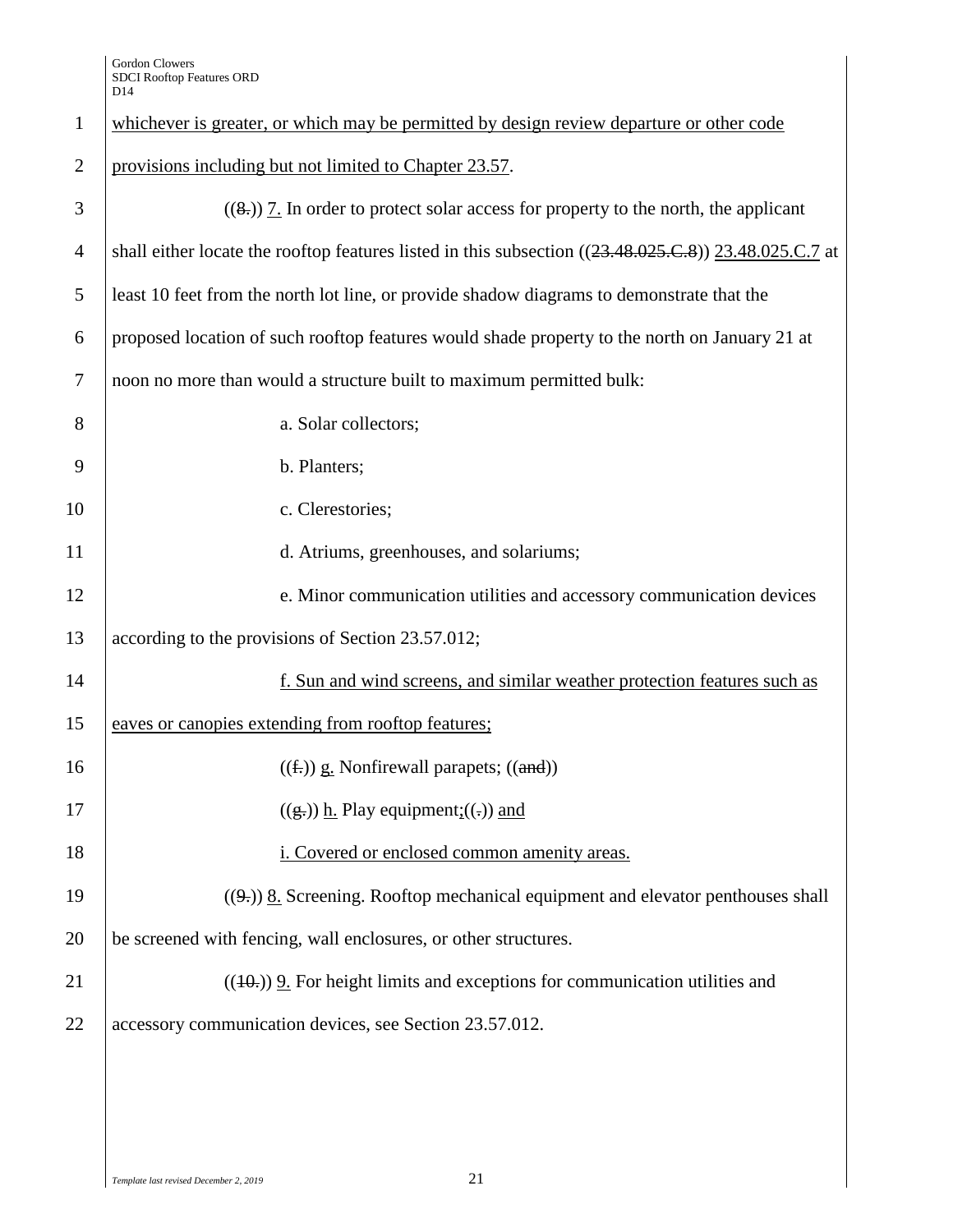whichever is greater, or which may be permitted by design review departure or other code provisions including but not limited to Chapter 23.57.

((8.)) 7. In order to protect solar access for property to the north, the applicant shall either locate the rooftop features listed in this subsection ((23.48.025.C.8)) 23.48.025.C.7 at least 10 feet from the north lot line, or provide shadow diagrams to demonstrate that the proposed location of such rooftop features would shade property to the north on January 21 at noon no more than would a structure built to maximum permitted bulk:

a. Solar collectors;

b. Planters;

c. Clerestories;

d. Atriums, greenhouses, and solariums;

e. Minor communication utilities and accessory communication devices according to the provisions of Section 23.57.012;

f. Sun and wind screens, and similar weather protection features such as eaves or canopies extending from rooftop features;

((f.)) g. Nonfirewall parapets; ((and))

((g.)) h. Play equipment;((.)) and

i. Covered or enclosed common amenity areas.

((9.)) 8. Screening. Rooftop mechanical equipment and elevator penthouses shall be screened with fencing, wall enclosures, or other structures.

((10.)) 9. For height limits and exceptions for communication utilities and accessory communication devices, see Section 23.57.012.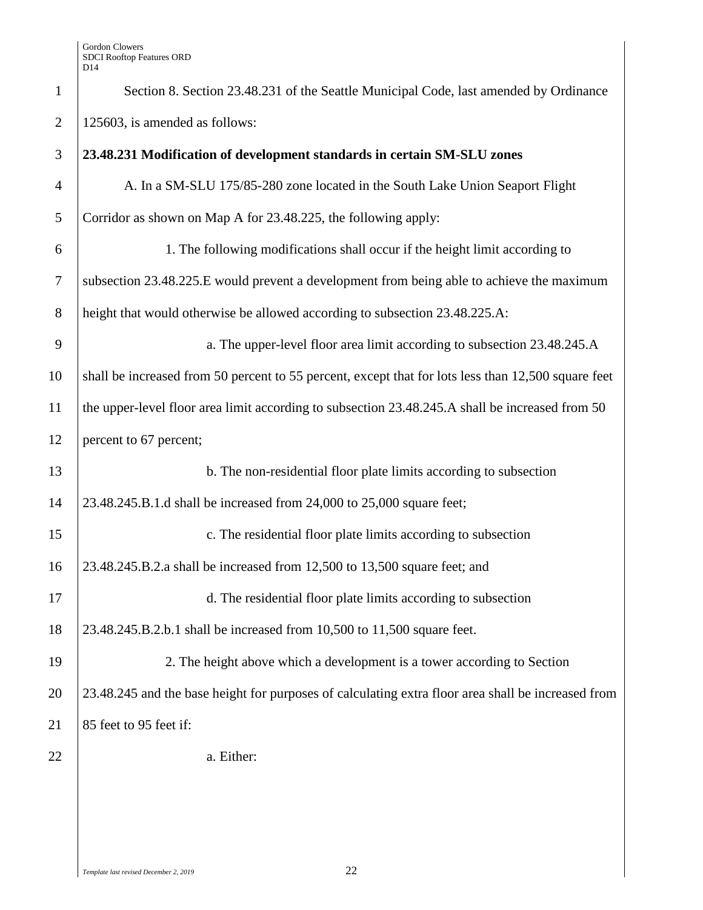Section 8. Section 23.48.231 of the Seattle Municipal Code, last amended by Ordinance 125603, is amended as follows:

**23.48.231 Modification of development standards in certain SM-SLU zones**

A. In a SM-SLU 175/85-280 zone located in the South Lake Union Seaport Flight Corridor as shown on Map A for 23.48.225, the following apply:

1. The following modifications shall occur if the height limit according to subsection 23.48.225.E would prevent a development from being able to achieve the maximum height that would otherwise be allowed according to subsection 23.48.225.A:

a. The upper-level floor area limit according to subsection 23.48.245.A shall be increased from 50 percent to 55 percent, except that for lots less than 12,500 square feet the upper-level floor area limit according to subsection 23.48.245.A shall be increased from 50 percent to 67 percent;

b. The non-residential floor plate limits according to subsection 23.48.245.B.1.d shall be increased from 24,000 to 25,000 square feet;

c. The residential floor plate limits according to subsection 23.48.245.B.2.a shall be increased from 12,500 to 13,500 square feet; and

d. The residential floor plate limits according to subsection 23.48.245.B.2.b.1 shall be increased from 10,500 to 11,500 square feet.

2. The height above which a development is a tower according to Section 23.48.245 and the base height for purposes of calculating extra floor area shall be increased from 85 feet to 95 feet if:

a. Either: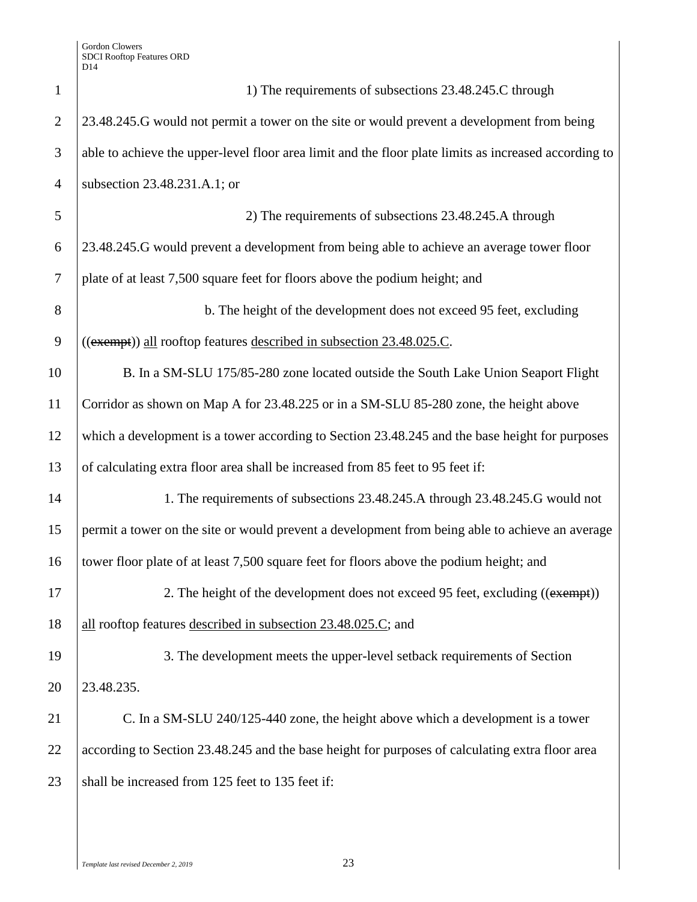1) The requirements of subsections 23.48.245.C through 23.48.245.G would not permit a tower on the site or would prevent a development from being able to achieve the upper-level floor area limit and the floor plate limits as increased according to subsection 23.48.231.A.1; or

2) The requirements of subsections 23.48.245.A through 23.48.245.G would prevent a development from being able to achieve an average tower floor plate of at least 7,500 square feet for floors above the podium height; and

b. The height of the development does not exceed 95 feet, excluding ((~~exempt~~)) <u>all</u> rooftop features <u>described in subsection 23.48.025.C</u>.

B. In a SM-SLU 175/85-280 zone located outside the South Lake Union Seaport Flight Corridor as shown on Map A for 23.48.225 or in a SM-SLU 85-280 zone, the height above which a development is a tower according to Section 23.48.245 and the base height for purposes of calculating extra floor area shall be increased from 85 feet to 95 feet if:

1. The requirements of subsections 23.48.245.A through 23.48.245.G would not permit a tower on the site or would prevent a development from being able to achieve an average tower floor plate of at least 7,500 square feet for floors above the podium height; and

2. The height of the development does not exceed 95 feet, excluding ((~~exempt~~)) <u>all</u> rooftop features <u>described in subsection 23.48.025.C</u>; and

3. The development meets the upper-level setback requirements of Section 23.48.235.

C. In a SM-SLU 240/125-440 zone, the height above which a development is a tower according to Section 23.48.245 and the base height for purposes of calculating extra floor area shall be increased from 125 feet to 135 feet if: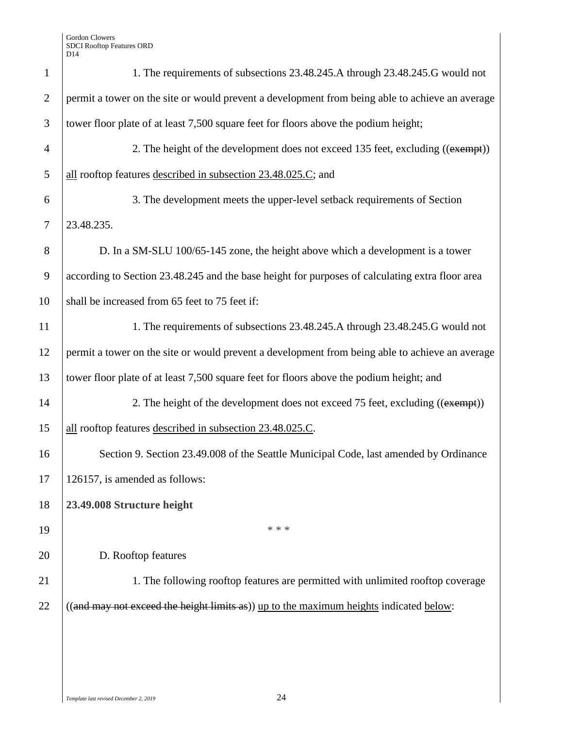1. The requirements of subsections 23.48.245.A through 23.48.245.G would not permit a tower on the site or would prevent a development from being able to achieve an average tower floor plate of at least 7,500 square feet for floors above the podium height;

2. The height of the development does not exceed 135 feet, excluding ((~~exempt~~)) all rooftop features described in subsection 23.48.025.C; and

3. The development meets the upper-level setback requirements of Section 23.48.235.

D. In a SM-SLU 100/65-145 zone, the height above which a development is a tower according to Section 23.48.245 and the base height for purposes of calculating extra floor area shall be increased from 65 feet to 75 feet if:

1. The requirements of subsections 23.48.245.A through 23.48.245.G would not permit a tower on the site or would prevent a development from being able to achieve an average tower floor plate of at least 7,500 square feet for floors above the podium height; and

2. The height of the development does not exceed 75 feet, excluding ((~~exempt~~)) all rooftop features described in subsection 23.48.025.C.

Section 9. Section 23.49.008 of the Seattle Municipal Code, last amended by Ordinance 126157, is amended as follows:

**23.49.008 Structure height**

\* \* \*

D. Rooftop features

1. The following rooftop features are permitted with unlimited rooftop coverage ((~~and may not exceed the height limits as~~)) up to the maximum heights indicated below: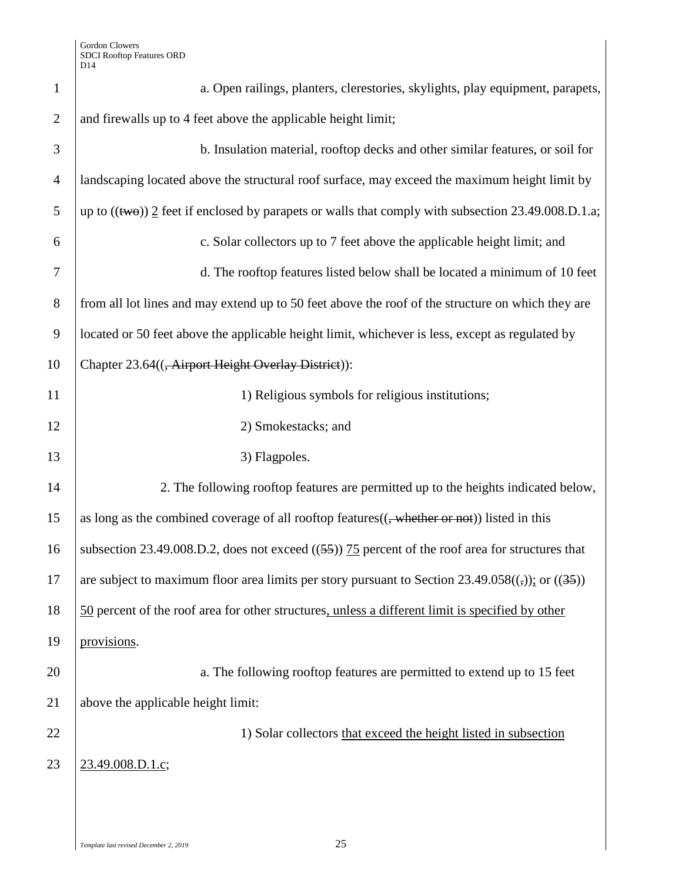a. Open railings, planters, clerestories, skylights, play equipment, parapets, and firewalls up to 4 feet above the applicable height limit;

b. Insulation material, rooftop decks and other similar features, or soil for landscaping located above the structural roof surface, may exceed the maximum height limit by up to ((~~two~~)) <u>2</u> feet if enclosed by parapets or walls that comply with subsection 23.49.008.D.1.a;

c. Solar collectors up to 7 feet above the applicable height limit; and

d. The rooftop features listed below shall be located a minimum of 10 feet from all lot lines and may extend up to 50 feet above the roof of the structure on which they are located or 50 feet above the applicable height limit, whichever is less, except as regulated by Chapter 23.64((~~, Airport Height Overlay District~~)):

1) Religious symbols for religious institutions;

2) Smokestacks; and

3) Flagpoles.

2. The following rooftop features are permitted up to the heights indicated below, as long as the combined coverage of all rooftop features((~~, whether or not~~)) listed in this subsection 23.49.008.D.2, does not exceed ((~~55~~)) <u>75</u> percent of the roof area for structures that are subject to maximum floor area limits per story pursuant to Section 23.49.058((~~,~~))<u>;</u> or ((~~35~~)) <u>50</u> percent of the roof area for other structures<u>, unless a different limit is specified by other provisions</u>.

a. The following rooftop features are permitted to extend up to 15 feet above the applicable height limit:

1) Solar collectors <u>that exceed the height listed in subsection 23.49.008.D.1.c</u>;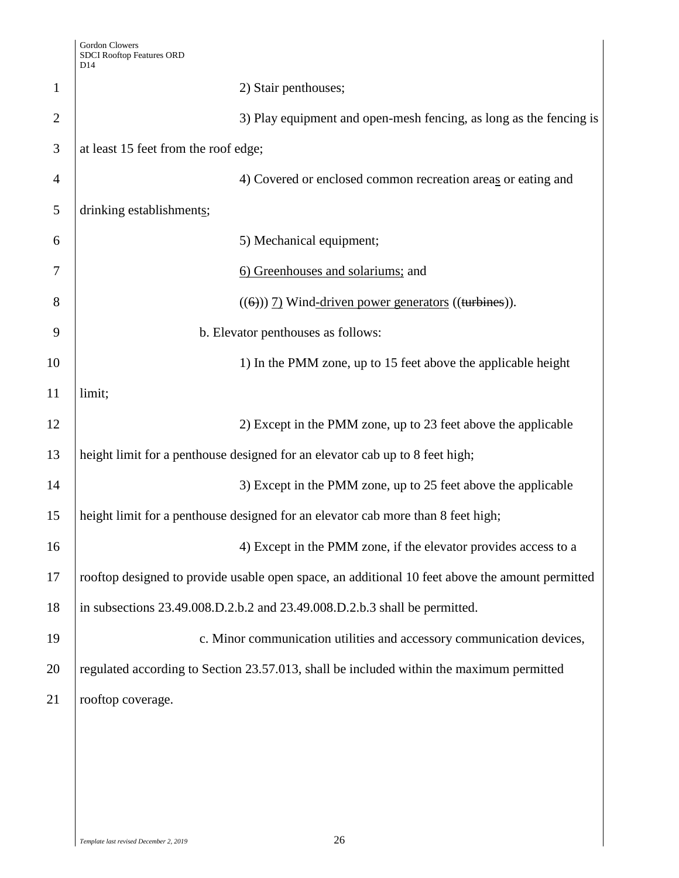2) Stair penthouses;

3) Play equipment and open-mesh fencing, as long as the fencing is at least 15 feet from the roof edge;

4) Covered or enclosed common recreation areas or eating and drinking establishments;

5) Mechanical equipment;

6) Greenhouses and solariums; and

((6)) 7) Wind-driven power generators ((turbines)).

b. Elevator penthouses as follows:

1) In the PMM zone, up to 15 feet above the applicable height limit;

2) Except in the PMM zone, up to 23 feet above the applicable height limit for a penthouse designed for an elevator cab up to 8 feet high;

3) Except in the PMM zone, up to 25 feet above the applicable height limit for a penthouse designed for an elevator cab more than 8 feet high;

4) Except in the PMM zone, if the elevator provides access to a rooftop designed to provide usable open space, an additional 10 feet above the amount permitted in subsections 23.49.008.D.2.b.2 and 23.49.008.D.2.b.3 shall be permitted.

c. Minor communication utilities and accessory communication devices, regulated according to Section 23.57.013, shall be included within the maximum permitted rooftop coverage.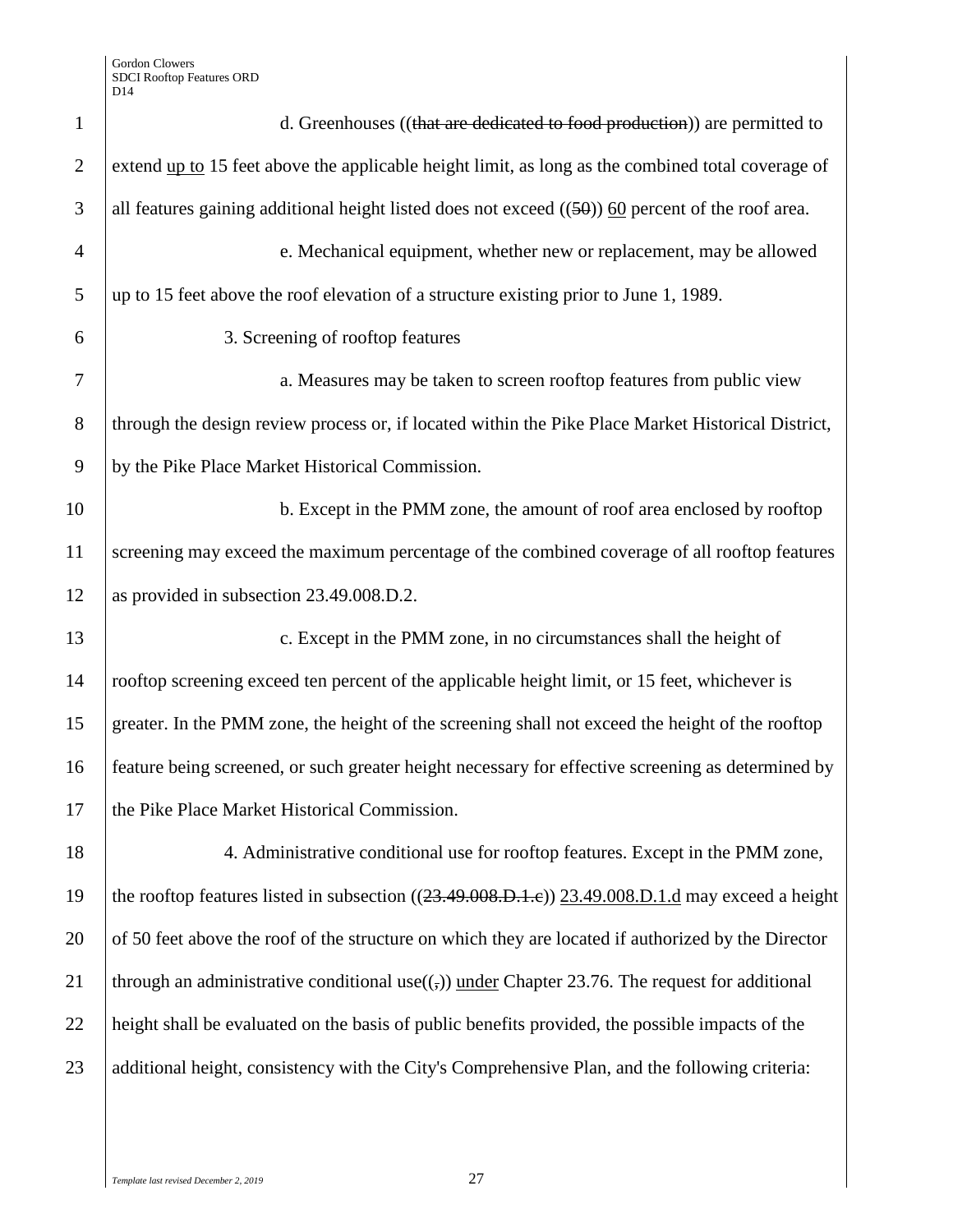d. Greenhouses ((~~that are dedicated to food production~~)) are permitted to extend <u>up to</u> 15 feet above the applicable height limit, as long as the combined total coverage of all features gaining additional height listed does not exceed ((~~50~~)) <u>60</u> percent of the roof area.

e. Mechanical equipment, whether new or replacement, may be allowed up to 15 feet above the roof elevation of a structure existing prior to June 1, 1989.

3. Screening of rooftop features

a. Measures may be taken to screen rooftop features from public view through the design review process or, if located within the Pike Place Market Historical District, by the Pike Place Market Historical Commission.

b. Except in the PMM zone, the amount of roof area enclosed by rooftop screening may exceed the maximum percentage of the combined coverage of all rooftop features as provided in subsection 23.49.008.D.2.

c. Except in the PMM zone, in no circumstances shall the height of rooftop screening exceed ten percent of the applicable height limit, or 15 feet, whichever is greater. In the PMM zone, the height of the screening shall not exceed the height of the rooftop feature being screened, or such greater height necessary for effective screening as determined by the Pike Place Market Historical Commission.

4. Administrative conditional use for rooftop features. Except in the PMM zone, the rooftop features listed in subsection ((~~23.49.008.D.1.c~~)) <u>23.49.008.D.1.d</u> may exceed a height of 50 feet above the roof of the structure on which they are located if authorized by the Director through an administrative conditional use((~~,~~)) <u>under</u> Chapter 23.76. The request for additional height shall be evaluated on the basis of public benefits provided, the possible impacts of the additional height, consistency with the City's Comprehensive Plan, and the following criteria: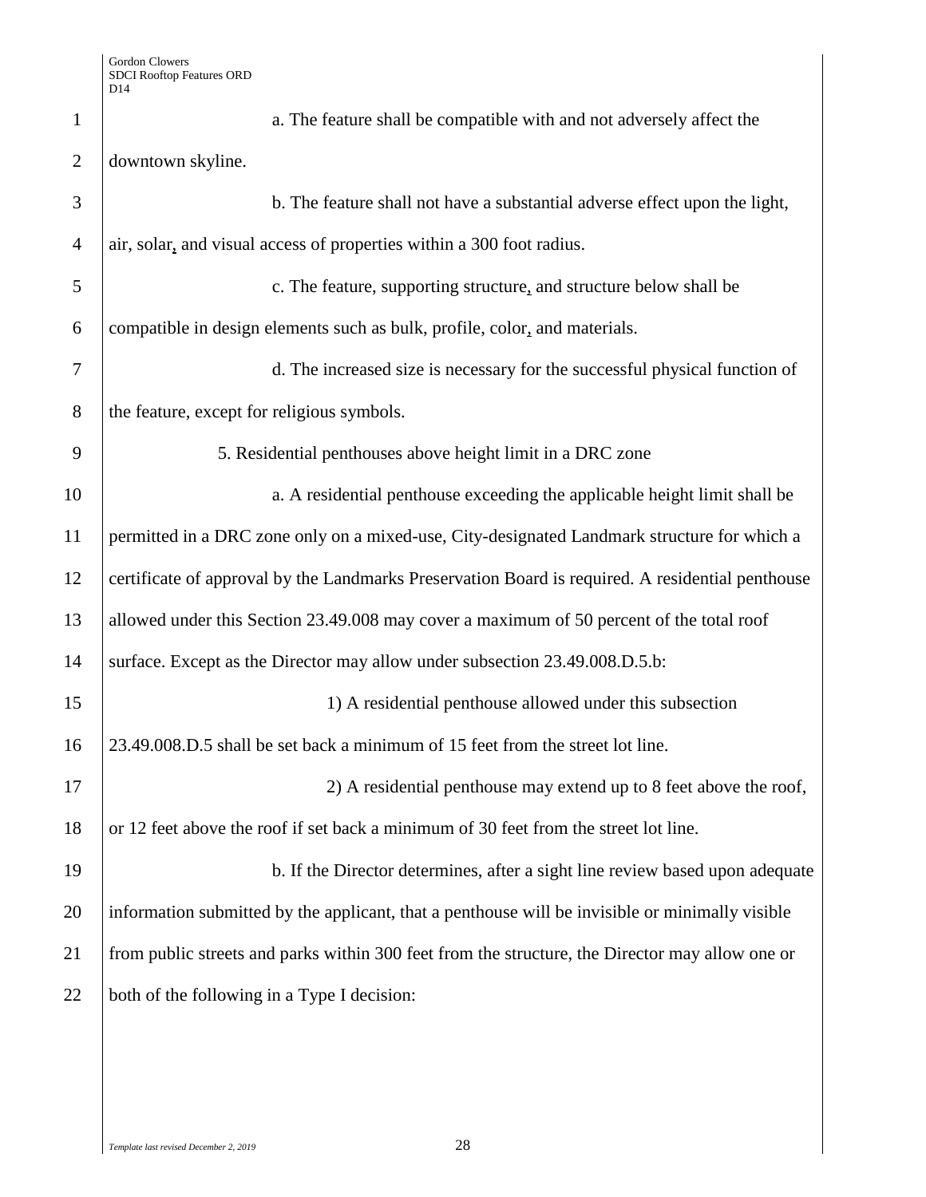a. The feature shall be compatible with and not adversely affect the downtown skyline.

b. The feature shall not have a substantial adverse effect upon the light, air, solar, and visual access of properties within a 300 foot radius.

c. The feature, supporting structure, and structure below shall be compatible in design elements such as bulk, profile, color, and materials.

d. The increased size is necessary for the successful physical function of the feature, except for religious symbols.

5. Residential penthouses above height limit in a DRC zone

a. A residential penthouse exceeding the applicable height limit shall be permitted in a DRC zone only on a mixed-use, City-designated Landmark structure for which a certificate of approval by the Landmarks Preservation Board is required. A residential penthouse allowed under this Section 23.49.008 may cover a maximum of 50 percent of the total roof surface. Except as the Director may allow under subsection 23.49.008.D.5.b:

1) A residential penthouse allowed under this subsection 23.49.008.D.5 shall be set back a minimum of 15 feet from the street lot line.

2) A residential penthouse may extend up to 8 feet above the roof, or 12 feet above the roof if set back a minimum of 30 feet from the street lot line.

b. If the Director determines, after a sight line review based upon adequate information submitted by the applicant, that a penthouse will be invisible or minimally visible from public streets and parks within 300 feet from the structure, the Director may allow one or both of the following in a Type I decision: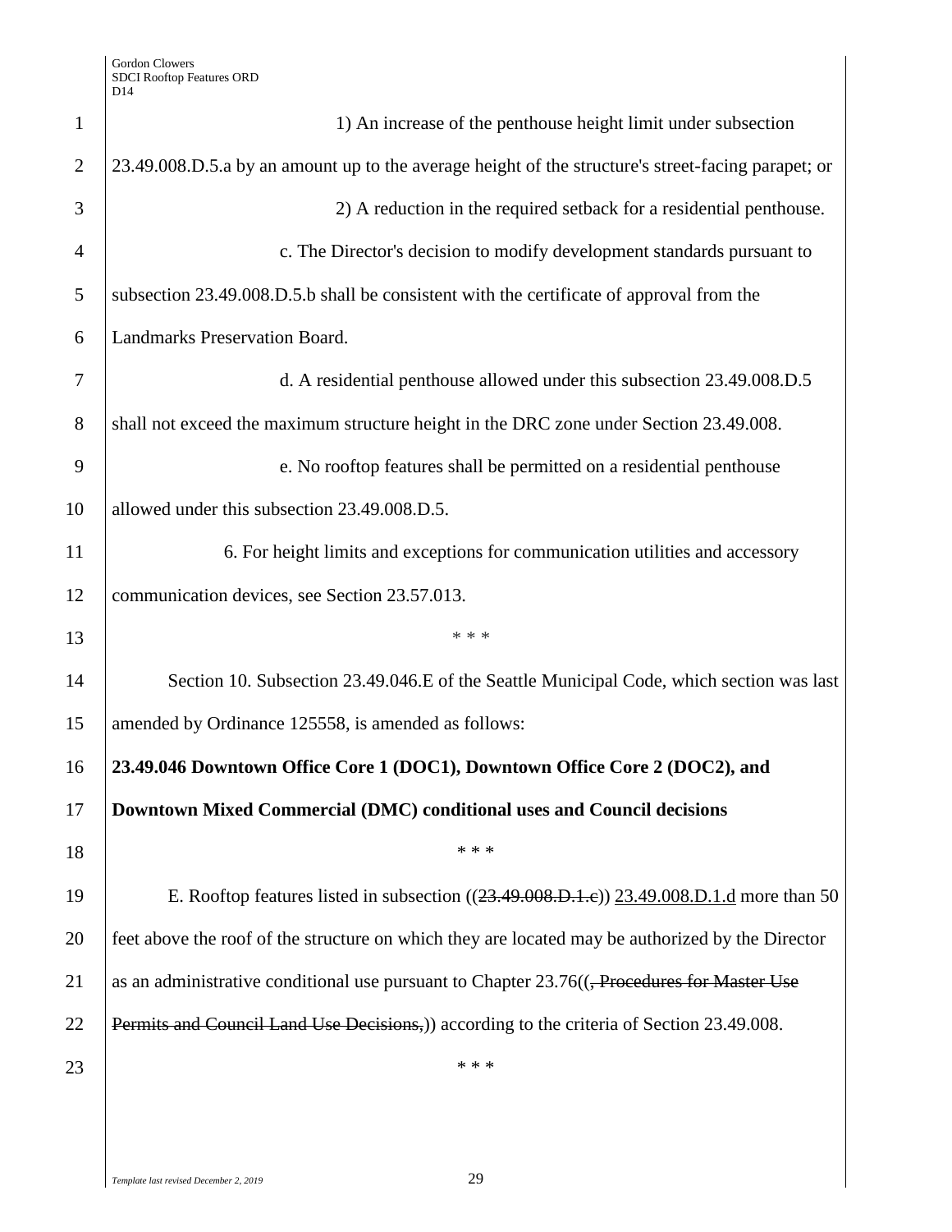1) An increase of the penthouse height limit under subsection 23.49.008.D.5.a by an amount up to the average height of the structure's street-facing parapet; or

2) A reduction in the required setback for a residential penthouse.

c. The Director's decision to modify development standards pursuant to subsection 23.49.008.D.5.b shall be consistent with the certificate of approval from the Landmarks Preservation Board.

d. A residential penthouse allowed under this subsection 23.49.008.D.5 shall not exceed the maximum structure height in the DRC zone under Section 23.49.008.

e. No rooftop features shall be permitted on a residential penthouse allowed under this subsection 23.49.008.D.5.

6. For height limits and exceptions for communication utilities and accessory communication devices, see Section 23.57.013.

\* \* \*

Section 10. Subsection 23.49.046.E of the Seattle Municipal Code, which section was last amended by Ordinance 125558, is amended as follows:

**23.49.046 Downtown Office Core 1 (DOC1), Downtown Office Core 2 (DOC2), and Downtown Mixed Commercial (DMC) conditional uses and Council decisions**

\* \* \*

E. Rooftop features listed in subsection ((~~23.49.008.D.1.c~~)) <u>23.49.008.D.1.d</u> more than 50 feet above the roof of the structure on which they are located may be authorized by the Director as an administrative conditional use pursuant to Chapter 23.76((~~, Procedures for Master Use Permits and Council Land Use Decisions,~~)) according to the criteria of Section 23.49.008.

\* \* \*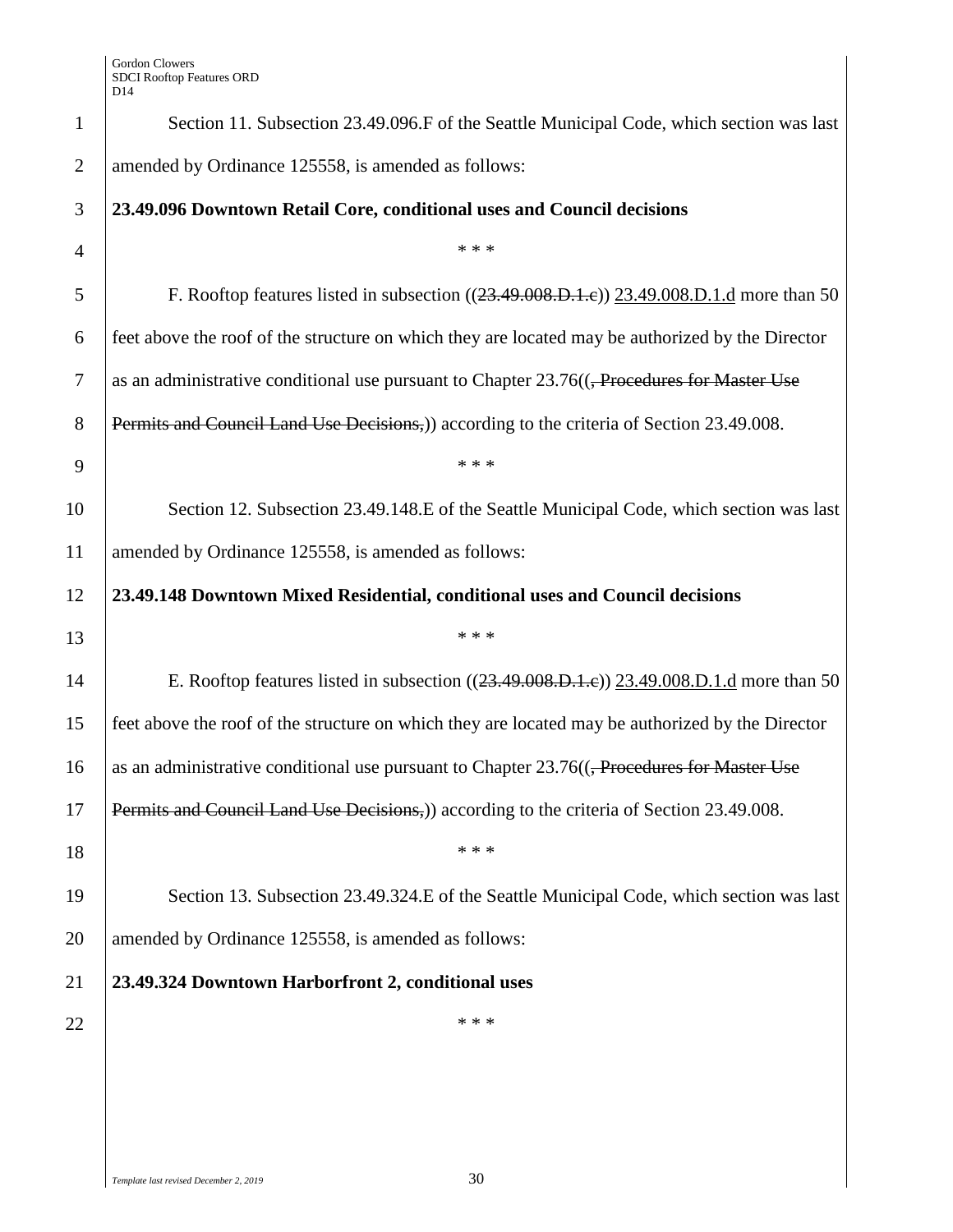Section 11. Subsection 23.49.096.F of the Seattle Municipal Code, which section was last amended by Ordinance 125558, is amended as follows:

**23.49.096 Downtown Retail Core, conditional uses and Council decisions**

* * *

F. Rooftop features listed in subsection ((~~23.49.008.D.1.c~~)) 23.49.008.D.1.d more than 50 feet above the roof of the structure on which they are located may be authorized by the Director as an administrative conditional use pursuant to Chapter 23.76((~~, Procedures for Master Use Permits and Council Land Use Decisions,~~)) according to the criteria of Section 23.49.008.

* * *

Section 12. Subsection 23.49.148.E of the Seattle Municipal Code, which section was last amended by Ordinance 125558, is amended as follows:

**23.49.148 Downtown Mixed Residential, conditional uses and Council decisions**

* * *

E. Rooftop features listed in subsection ((~~23.49.008.D.1.c~~)) 23.49.008.D.1.d more than 50 feet above the roof of the structure on which they are located may be authorized by the Director as an administrative conditional use pursuant to Chapter 23.76((~~, Procedures for Master Use Permits and Council Land Use Decisions,~~)) according to the criteria of Section 23.49.008.

* * *

Section 13. Subsection 23.49.324.E of the Seattle Municipal Code, which section was last amended by Ordinance 125558, is amended as follows:

**23.49.324 Downtown Harborfront 2, conditional uses**

* * *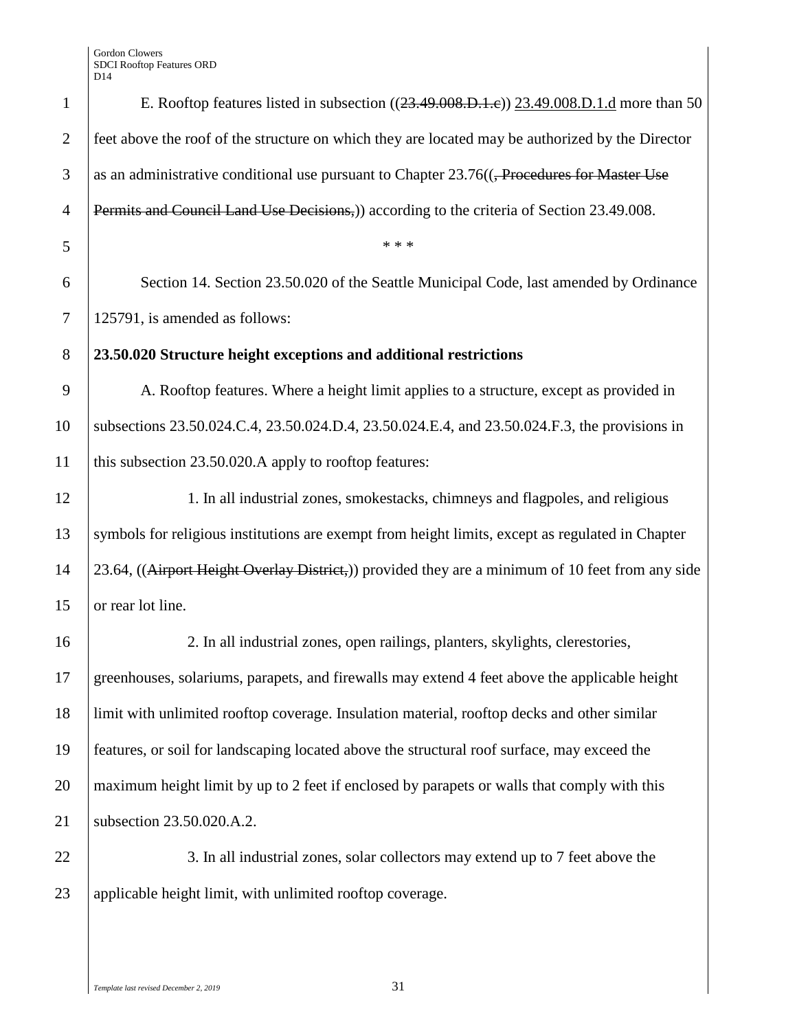E. Rooftop features listed in subsection ((~~23.49.008.D.1.c~~)) <u>23.49.008.D.1.d</u> more than 50 feet above the roof of the structure on which they are located may be authorized by the Director as an administrative conditional use pursuant to Chapter 23.76((~~, Procedures for Master Use Permits and Council Land Use Decisions,~~)) according to the criteria of Section 23.49.008.

\* \* \*

Section 14. Section 23.50.020 of the Seattle Municipal Code, last amended by Ordinance 125791, is amended as follows:

**23.50.020 Structure height exceptions and additional restrictions**

A. Rooftop features. Where a height limit applies to a structure, except as provided in subsections 23.50.024.C.4, 23.50.024.D.4, 23.50.024.E.4, and 23.50.024.F.3, the provisions in this subsection 23.50.020.A apply to rooftop features:

1. In all industrial zones, smokestacks, chimneys and flagpoles, and religious symbols for religious institutions are exempt from height limits, except as regulated in Chapter 23.64, ((~~Airport Height Overlay District,~~)) provided they are a minimum of 10 feet from any side or rear lot line.

2. In all industrial zones, open railings, planters, skylights, clerestories, greenhouses, solariums, parapets, and firewalls may extend 4 feet above the applicable height limit with unlimited rooftop coverage. Insulation material, rooftop decks and other similar features, or soil for landscaping located above the structural roof surface, may exceed the maximum height limit by up to 2 feet if enclosed by parapets or walls that comply with this subsection 23.50.020.A.2.

3. In all industrial zones, solar collectors may extend up to 7 feet above the applicable height limit, with unlimited rooftop coverage.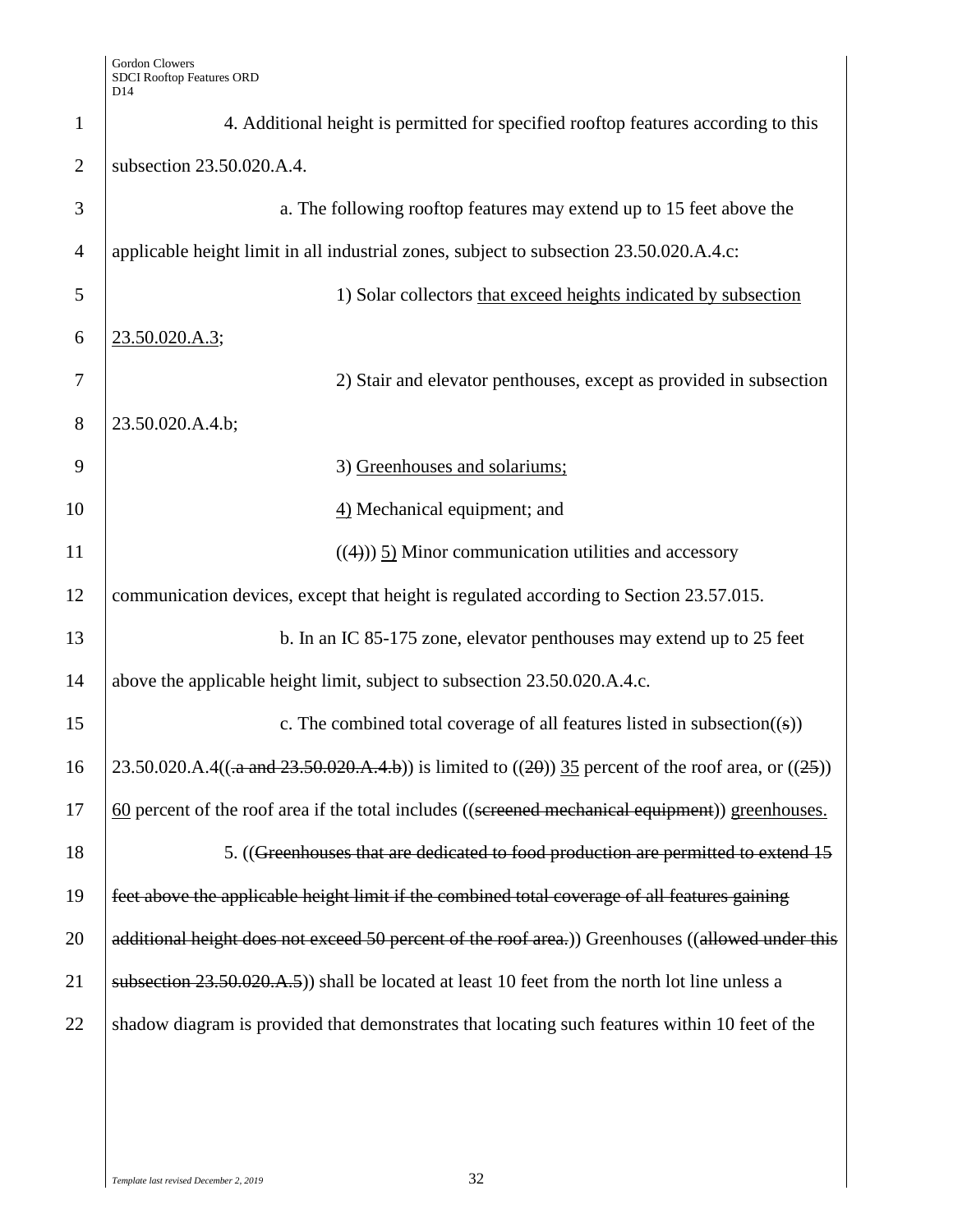4. Additional height is permitted for specified rooftop features according to this subsection 23.50.020.A.4.

a. The following rooftop features may extend up to 15 feet above the applicable height limit in all industrial zones, subject to subsection 23.50.020.A.4.c:

1) Solar collectors that exceed heights indicated by subsection 23.50.020.A.3;

2) Stair and elevator penthouses, except as provided in subsection 23.50.020.A.4.b;

3) Greenhouses and solariums;

4) Mechanical equipment; and

((4))) 5) Minor communication utilities and accessory communication devices, except that height is regulated according to Section 23.57.015.

b. In an IC 85-175 zone, elevator penthouses may extend up to 25 feet above the applicable height limit, subject to subsection 23.50.020.A.4.c.

c. The combined total coverage of all features listed in subsection((s)) 23.50.020.A.4((.a and 23.50.020.A.4.b)) is limited to ((20)) 35 percent of the roof area, or ((25)) 60 percent of the roof area if the total includes ((screened mechanical equipment)) greenhouses.

5. ((Greenhouses that are dedicated to food production are permitted to extend 15 feet above the applicable height limit if the combined total coverage of all features gaining additional height does not exceed 50 percent of the roof area.)) Greenhouses ((allowed under this subsection 23.50.020.A.5)) shall be located at least 10 feet from the north lot line unless a shadow diagram is provided that demonstrates that locating such features within 10 feet of the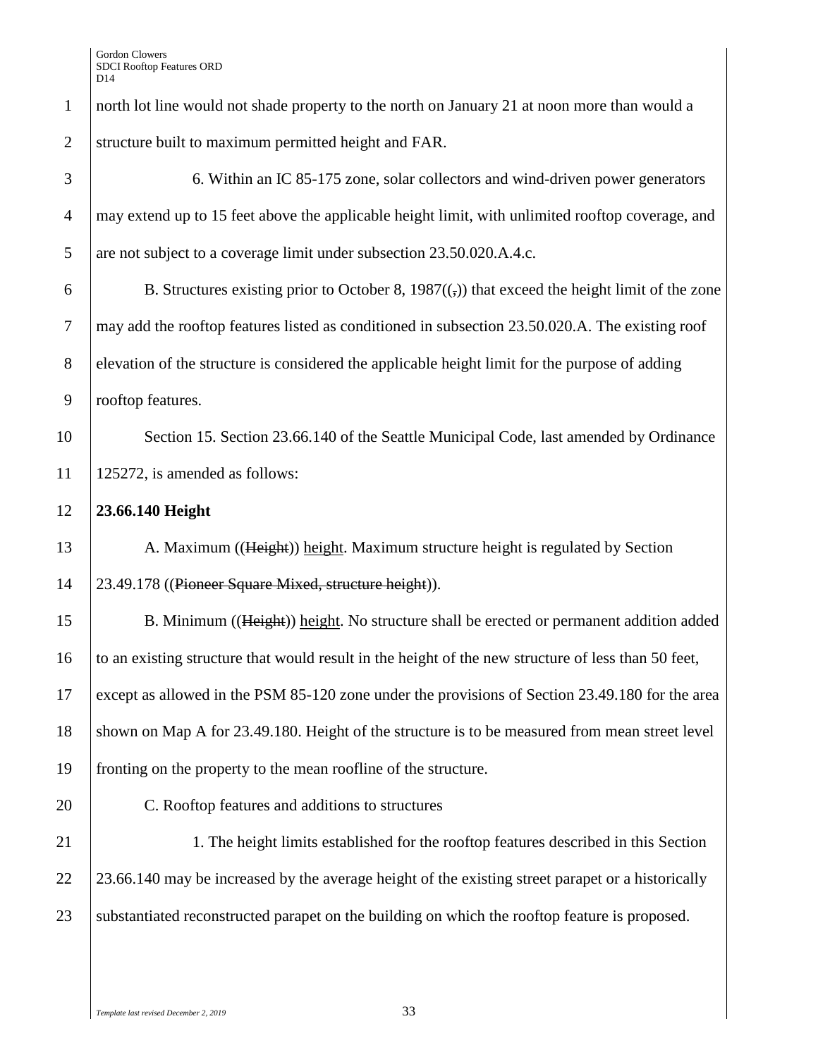north lot line would not shade property to the north on January 21 at noon more than would a structure built to maximum permitted height and FAR.

6. Within an IC 85-175 zone, solar collectors and wind-driven power generators may extend up to 15 feet above the applicable height limit, with unlimited rooftop coverage, and are not subject to a coverage limit under subsection 23.50.020.A.4.c.

B. Structures existing prior to October 8, 1987((~~,~~)) that exceed the height limit of the zone may add the rooftop features listed as conditioned in subsection 23.50.020.A. The existing roof elevation of the structure is considered the applicable height limit for the purpose of adding rooftop features.

Section 15. Section 23.66.140 of the Seattle Municipal Code, last amended by Ordinance 125272, is amended as follows:

**23.66.140 Height**

A. Maximum ((~~Height~~)) height. Maximum structure height is regulated by Section 23.49.178 ((~~Pioneer Square Mixed, structure height~~)).

B. Minimum ((~~Height~~)) height. No structure shall be erected or permanent addition added to an existing structure that would result in the height of the new structure of less than 50 feet, except as allowed in the PSM 85-120 zone under the provisions of Section 23.49.180 for the area shown on Map A for 23.49.180. Height of the structure is to be measured from mean street level fronting on the property to the mean roofline of the structure.

C. Rooftop features and additions to structures

1. The height limits established for the rooftop features described in this Section 23.66.140 may be increased by the average height of the existing street parapet or a historically substantiated reconstructed parapet on the building on which the rooftop feature is proposed.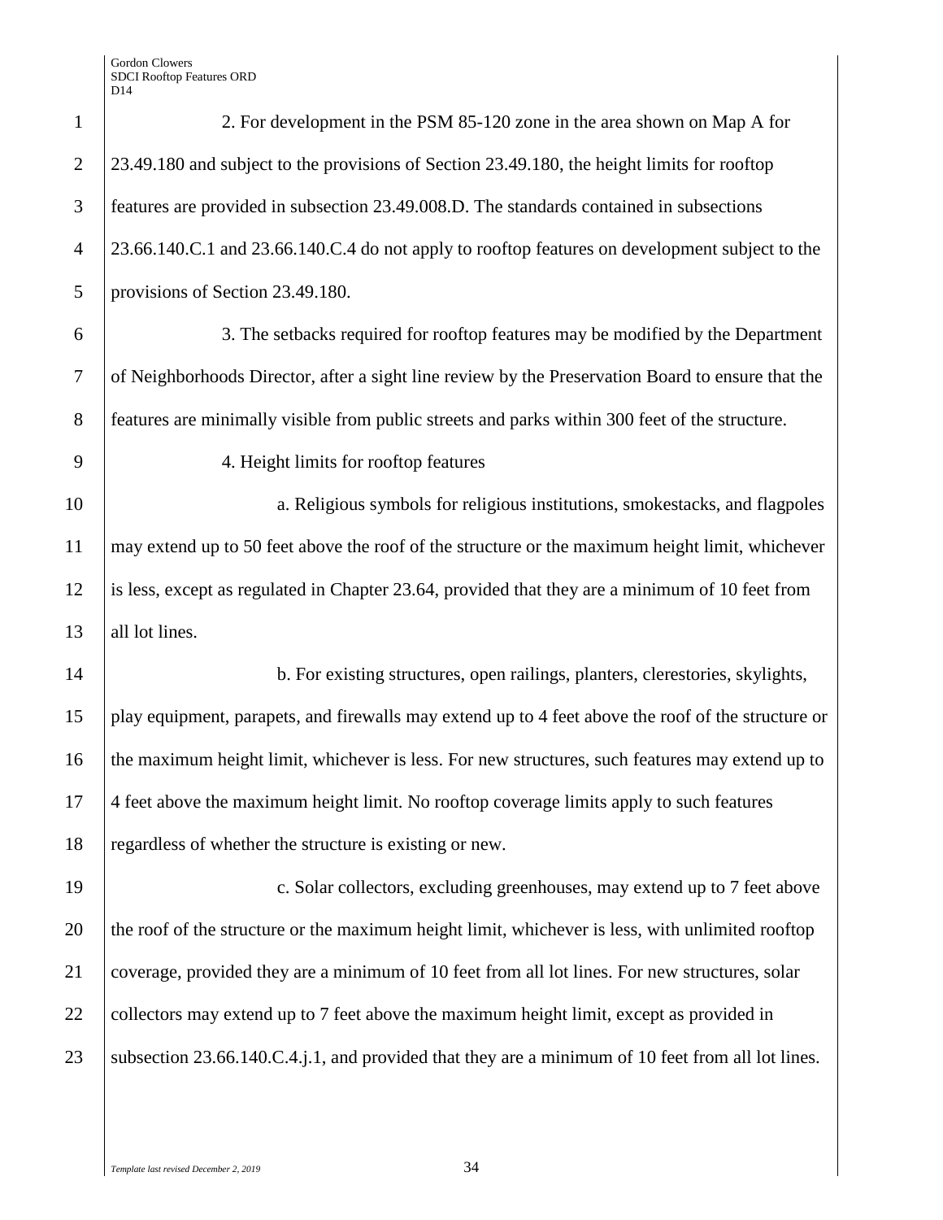2. For development in the PSM 85-120 zone in the area shown on Map A for 23.49.180 and subject to the provisions of Section 23.49.180, the height limits for rooftop features are provided in subsection 23.49.008.D. The standards contained in subsections 23.66.140.C.1 and 23.66.140.C.4 do not apply to rooftop features on development subject to the provisions of Section 23.49.180.

3. The setbacks required for rooftop features may be modified by the Department of Neighborhoods Director, after a sight line review by the Preservation Board to ensure that the features are minimally visible from public streets and parks within 300 feet of the structure.

4. Height limits for rooftop features

a. Religious symbols for religious institutions, smokestacks, and flagpoles may extend up to 50 feet above the roof of the structure or the maximum height limit, whichever is less, except as regulated in Chapter 23.64, provided that they are a minimum of 10 feet from all lot lines.

b. For existing structures, open railings, planters, clerestories, skylights, play equipment, parapets, and firewalls may extend up to 4 feet above the roof of the structure or the maximum height limit, whichever is less. For new structures, such features may extend up to 4 feet above the maximum height limit. No rooftop coverage limits apply to such features regardless of whether the structure is existing or new.

c. Solar collectors, excluding greenhouses, may extend up to 7 feet above the roof of the structure or the maximum height limit, whichever is less, with unlimited rooftop coverage, provided they are a minimum of 10 feet from all lot lines. For new structures, solar collectors may extend up to 7 feet above the maximum height limit, except as provided in subsection 23.66.140.C.4.j.1, and provided that they are a minimum of 10 feet from all lot lines.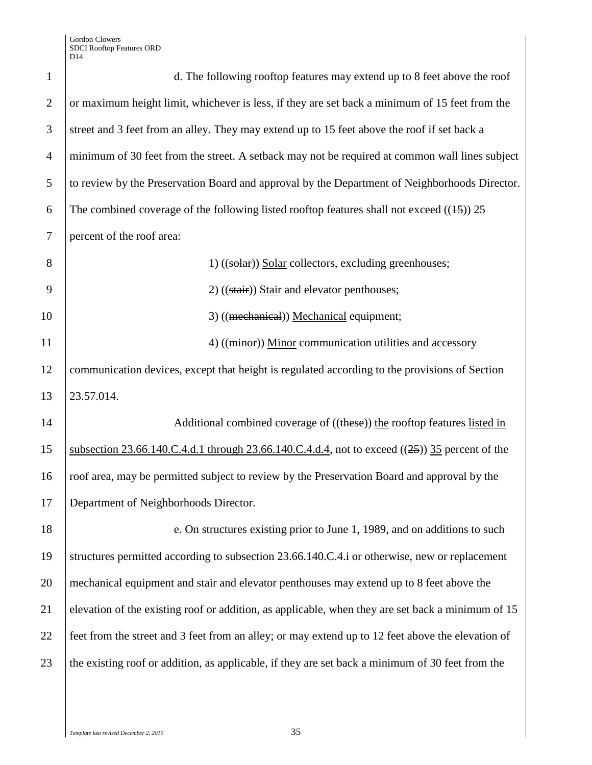d. The following rooftop features may extend up to 8 feet above the roof or maximum height limit, whichever is less, if they are set back a minimum of 15 feet from the street and 3 feet from an alley. They may extend up to 15 feet above the roof if set back a minimum of 30 feet from the street. A setback may not be required at common wall lines subject to review by the Preservation Board and approval by the Department of Neighborhoods Director. The combined coverage of the following listed rooftop features shall not exceed ((~~15~~)) <u>25</u> percent of the roof area:

1) ((~~solar~~)) <u>Solar</u> collectors, excluding greenhouses;

2) ((~~stair~~)) <u>Stair</u> and elevator penthouses;

3) ((~~mechanical~~)) <u>Mechanical</u> equipment;

4) ((~~minor~~)) <u>Minor</u> communication utilities and accessory communication devices, except that height is regulated according to the provisions of Section 23.57.014.

Additional combined coverage of ((~~these~~)) <u>the</u> rooftop features <u>listed in subsection 23.66.140.C.4.d.1 through 23.66.140.C.4.d.4</u>, not to exceed ((~~25~~)) <u>35</u> percent of the roof area, may be permitted subject to review by the Preservation Board and approval by the Department of Neighborhoods Director.

e. On structures existing prior to June 1, 1989, and on additions to such structures permitted according to subsection 23.66.140.C.4.i or otherwise, new or replacement mechanical equipment and stair and elevator penthouses may extend up to 8 feet above the elevation of the existing roof or addition, as applicable, when they are set back a minimum of 15 feet from the street and 3 feet from an alley; or may extend up to 12 feet above the elevation of the existing roof or addition, as applicable, if they are set back a minimum of 30 feet from the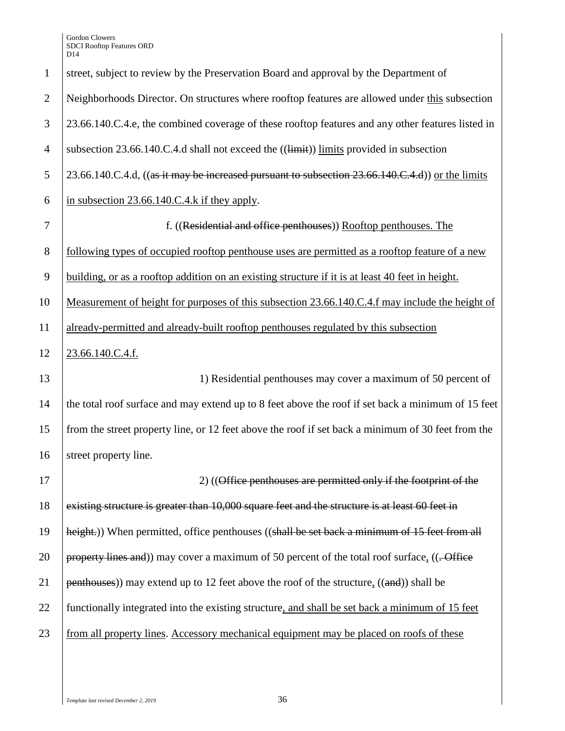street, subject to review by the Preservation Board and approval by the Department of Neighborhoods Director. On structures where rooftop features are allowed under this subsection 23.66.140.C.4.e, the combined coverage of these rooftop features and any other features listed in subsection 23.66.140.C.4.d shall not exceed the ((~~limit~~)) limits provided in subsection 23.66.140.C.4.d, ((~~as it may be increased pursuant to subsection 23.66.140.C.4.d~~)) or the limits in subsection 23.66.140.C.4.k if they apply.

f. ((~~Residential and office penthouses~~)) Rooftop penthouses. The following types of occupied rooftop penthouse uses are permitted as a rooftop feature of a new building, or as a rooftop addition on an existing structure if it is at least 40 feet in height. Measurement of height for purposes of this subsection 23.66.140.C.4.f may include the height of already-permitted and already-built rooftop penthouses regulated by this subsection 23.66.140.C.4.f.

1) Residential penthouses may cover a maximum of 50 percent of the total roof surface and may extend up to 8 feet above the roof if set back a minimum of 15 feet from the street property line, or 12 feet above the roof if set back a minimum of 30 feet from the street property line.

2) ((~~Office penthouses are permitted only if the footprint of the existing structure is greater than 10,000 square feet and the structure is at least 60 feet in height.~~)) When permitted, office penthouses ((~~shall be set back a minimum of 15 feet from all property lines and~~)) may cover a maximum of 50 percent of the total roof surface, ((~~. Office penthouses~~)) may extend up to 12 feet above the roof of the structure, ((~~and~~)) shall be functionally integrated into the existing structure, and shall be set back a minimum of 15 feet from all property lines. Accessory mechanical equipment may be placed on roofs of these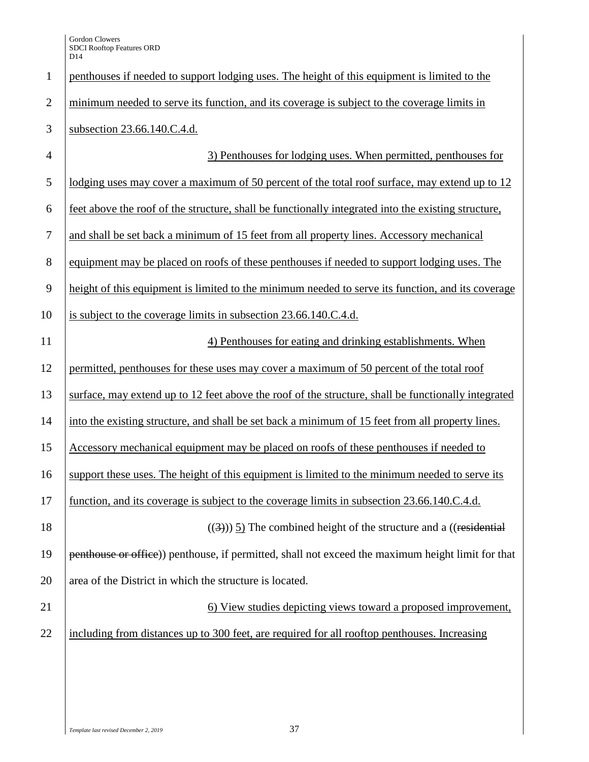penthouses if needed to support lodging uses. The height of this equipment is limited to the minimum needed to serve its function, and its coverage is subject to the coverage limits in subsection 23.66.140.C.4.d.

3) Penthouses for lodging uses. When permitted, penthouses for lodging uses may cover a maximum of 50 percent of the total roof surface, may extend up to 12 feet above the roof of the structure, shall be functionally integrated into the existing structure, and shall be set back a minimum of 15 feet from all property lines. Accessory mechanical equipment may be placed on roofs of these penthouses if needed to support lodging uses. The height of this equipment is limited to the minimum needed to serve its function, and its coverage is subject to the coverage limits in subsection 23.66.140.C.4.d.

4) Penthouses for eating and drinking establishments. When permitted, penthouses for these uses may cover a maximum of 50 percent of the total roof surface, may extend up to 12 feet above the roof of the structure, shall be functionally integrated into the existing structure, and shall be set back a minimum of 15 feet from all property lines. Accessory mechanical equipment may be placed on roofs of these penthouses if needed to support these uses. The height of this equipment is limited to the minimum needed to serve its function, and its coverage is subject to the coverage limits in subsection 23.66.140.C.4.d.

((~~3)~~)) 5) The combined height of the structure and a ((~~residential penthouse or office~~)) penthouse, if permitted, shall not exceed the maximum height limit for that area of the District in which the structure is located.

6) View studies depicting views toward a proposed improvement, including from distances up to 300 feet, are required for all rooftop penthouses. Increasing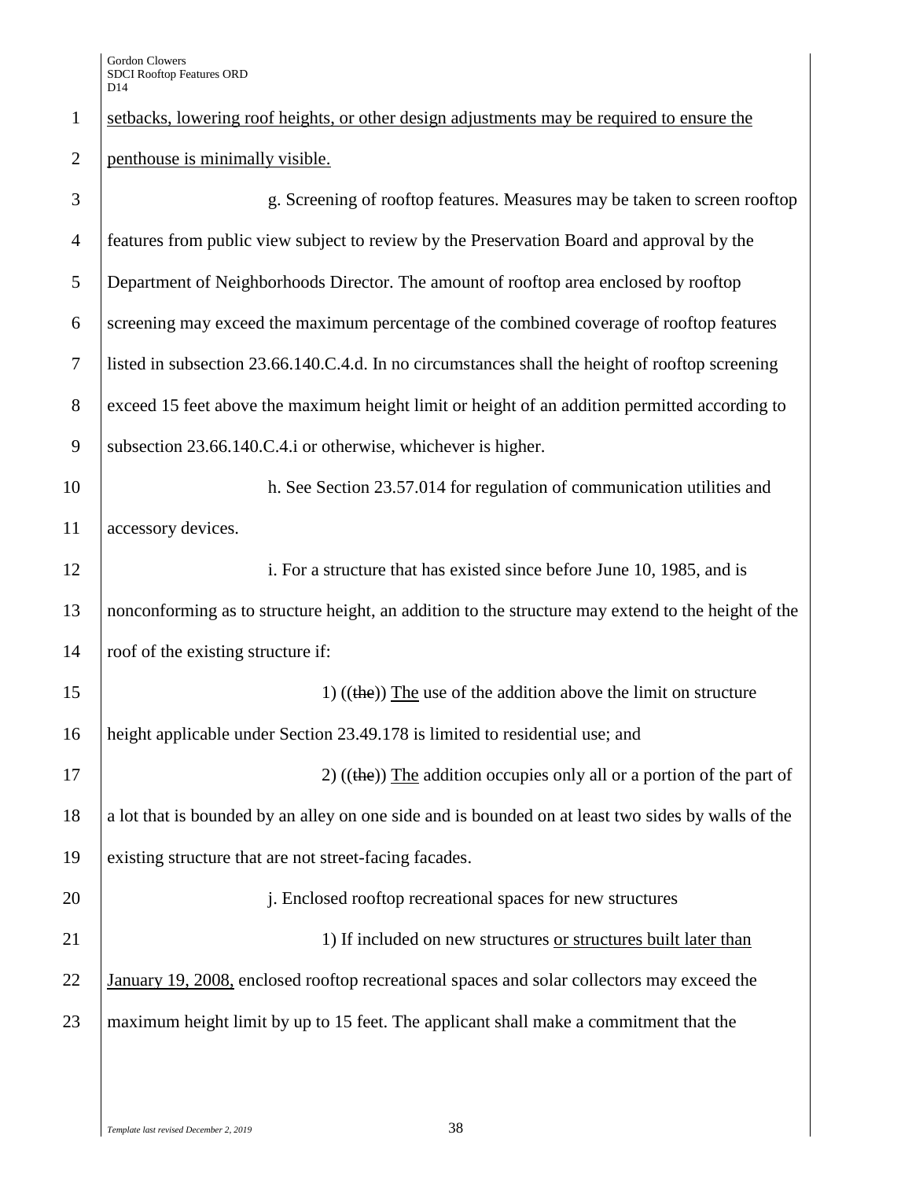setbacks, lowering roof heights, or other design adjustments may be required to ensure the penthouse is minimally visible.

g. Screening of rooftop features. Measures may be taken to screen rooftop features from public view subject to review by the Preservation Board and approval by the Department of Neighborhoods Director. The amount of rooftop area enclosed by rooftop screening may exceed the maximum percentage of the combined coverage of rooftop features listed in subsection 23.66.140.C.4.d. In no circumstances shall the height of rooftop screening exceed 15 feet above the maximum height limit or height of an addition permitted according to subsection 23.66.140.C.4.i or otherwise, whichever is higher.

h. See Section 23.57.014 for regulation of communication utilities and accessory devices.

i. For a structure that has existed since before June 10, 1985, and is nonconforming as to structure height, an addition to the structure may extend to the height of the roof of the existing structure if:

1) ((~~the~~)) The use of the addition above the limit on structure height applicable under Section 23.49.178 is limited to residential use; and

2) ((~~the~~)) The addition occupies only all or a portion of the part of a lot that is bounded by an alley on one side and is bounded on at least two sides by walls of the existing structure that are not street-facing facades.

j. Enclosed rooftop recreational spaces for new structures

1) If included on new structures or structures built later than January 19, 2008, enclosed rooftop recreational spaces and solar collectors may exceed the maximum height limit by up to 15 feet. The applicant shall make a commitment that the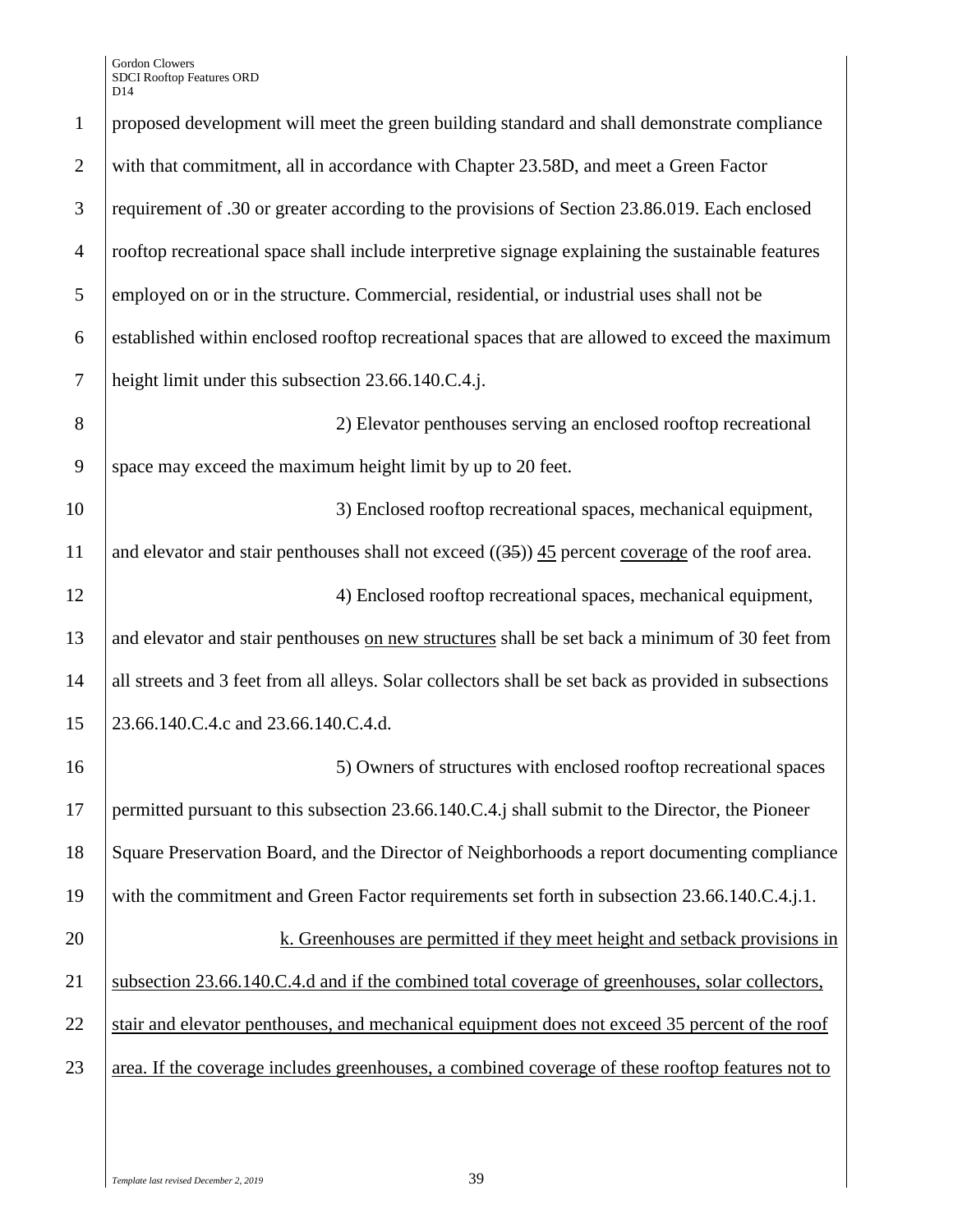proposed development will meet the green building standard and shall demonstrate compliance with that commitment, all in accordance with Chapter 23.58D, and meet a Green Factor requirement of .30 or greater according to the provisions of Section 23.86.019. Each enclosed rooftop recreational space shall include interpretive signage explaining the sustainable features employed on or in the structure. Commercial, residential, or industrial uses shall not be established within enclosed rooftop recreational spaces that are allowed to exceed the maximum height limit under this subsection 23.66.140.C.4.j.

2) Elevator penthouses serving an enclosed rooftop recreational space may exceed the maximum height limit by up to 20 feet.

3) Enclosed rooftop recreational spaces, mechanical equipment, and elevator and stair penthouses shall not exceed ((~~35~~)) <u>45</u> percent <u>coverage</u> of the roof area.

4) Enclosed rooftop recreational spaces, mechanical equipment, and elevator and stair penthouses <u>on new structures</u> shall be set back a minimum of 30 feet from all streets and 3 feet from all alleys. Solar collectors shall be set back as provided in subsections 23.66.140.C.4.c and 23.66.140.C.4.d.

5) Owners of structures with enclosed rooftop recreational spaces permitted pursuant to this subsection 23.66.140.C.4.j shall submit to the Director, the Pioneer Square Preservation Board, and the Director of Neighborhoods a report documenting compliance with the commitment and Green Factor requirements set forth in subsection 23.66.140.C.4.j.1.

<u>k. Greenhouses are permitted if they meet height and setback provisions in subsection 23.66.140.C.4.d and if the combined total coverage of greenhouses, solar collectors, stair and elevator penthouses, and mechanical equipment does not exceed 35 percent of the roof area. If the coverage includes greenhouses, a combined coverage of these rooftop features not to</u>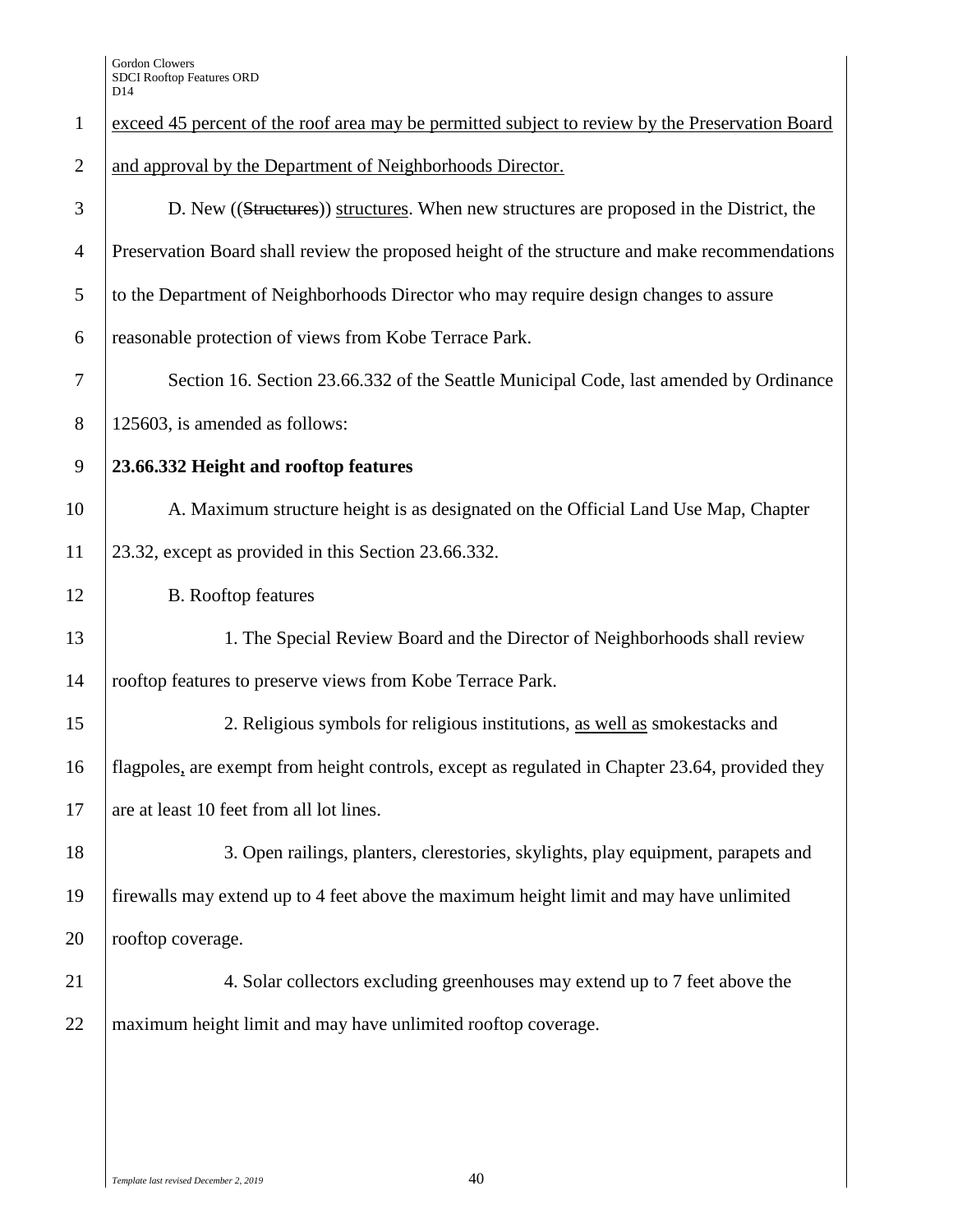exceed 45 percent of the roof area may be permitted subject to review by the Preservation Board and approval by the Department of Neighborhoods Director.

D. New ((Structures)) structures. When new structures are proposed in the District, the Preservation Board shall review the proposed height of the structure and make recommendations to the Department of Neighborhoods Director who may require design changes to assure reasonable protection of views from Kobe Terrace Park.

Section 16. Section 23.66.332 of the Seattle Municipal Code, last amended by Ordinance 125603, is amended as follows:

**23.66.332 Height and rooftop features**

A. Maximum structure height is as designated on the Official Land Use Map, Chapter 23.32, except as provided in this Section 23.66.332.

B. Rooftop features

1. The Special Review Board and the Director of Neighborhoods shall review rooftop features to preserve views from Kobe Terrace Park.

2. Religious symbols for religious institutions, as well as smokestacks and flagpoles, are exempt from height controls, except as regulated in Chapter 23.64, provided they are at least 10 feet from all lot lines.

3. Open railings, planters, clerestories, skylights, play equipment, parapets and firewalls may extend up to 4 feet above the maximum height limit and may have unlimited rooftop coverage.

4. Solar collectors excluding greenhouses may extend up to 7 feet above the maximum height limit and may have unlimited rooftop coverage.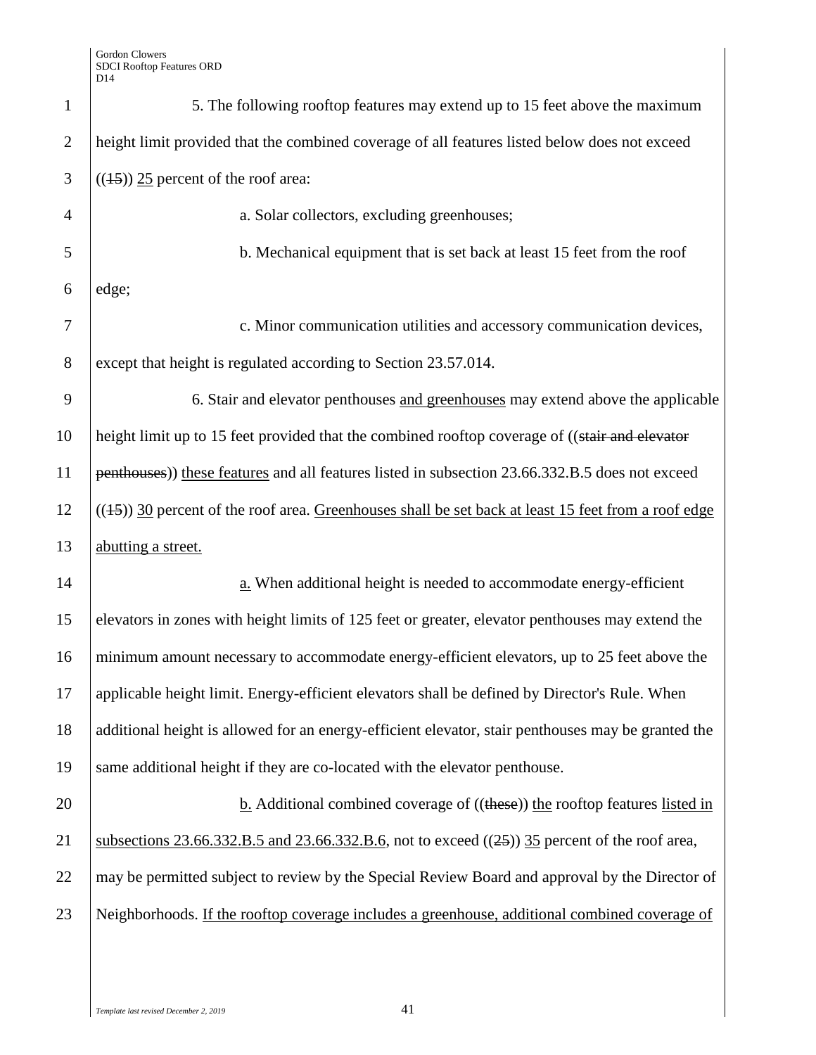5. The following rooftop features may extend up to 15 feet above the maximum height limit provided that the combined coverage of all features listed below does not exceed ((~~15~~)) <u>25</u> percent of the roof area:

a. Solar collectors, excluding greenhouses;

b. Mechanical equipment that is set back at least 15 feet from the roof edge;

c. Minor communication utilities and accessory communication devices, except that height is regulated according to Section 23.57.014.

6. Stair and elevator penthouses <u>and greenhouses</u> may extend above the applicable height limit up to 15 feet provided that the combined rooftop coverage of ((~~stair and elevator penthouses~~)) <u>these features</u> and all features listed in subsection 23.66.332.B.5 does not exceed ((~~15~~)) <u>30</u> percent of the roof area. <u>Greenhouses shall be set back at least 15 feet from a roof edge abutting a street.</u>

<u>a.</u> When additional height is needed to accommodate energy-efficient elevators in zones with height limits of 125 feet or greater, elevator penthouses may extend the minimum amount necessary to accommodate energy-efficient elevators, up to 25 feet above the applicable height limit. Energy-efficient elevators shall be defined by Director's Rule. When additional height is allowed for an energy-efficient elevator, stair penthouses may be granted the same additional height if they are co-located with the elevator penthouse.

<u>b.</u> Additional combined coverage of ((~~these~~)) <u>the</u> rooftop features <u>listed in subsections 23.66.332.B.5 and 23.66.332.B.6</u>, not to exceed ((~~25~~)) <u>35</u> percent of the roof area, may be permitted subject to review by the Special Review Board and approval by the Director of Neighborhoods. <u>If the rooftop coverage includes a greenhouse, additional combined coverage of</u>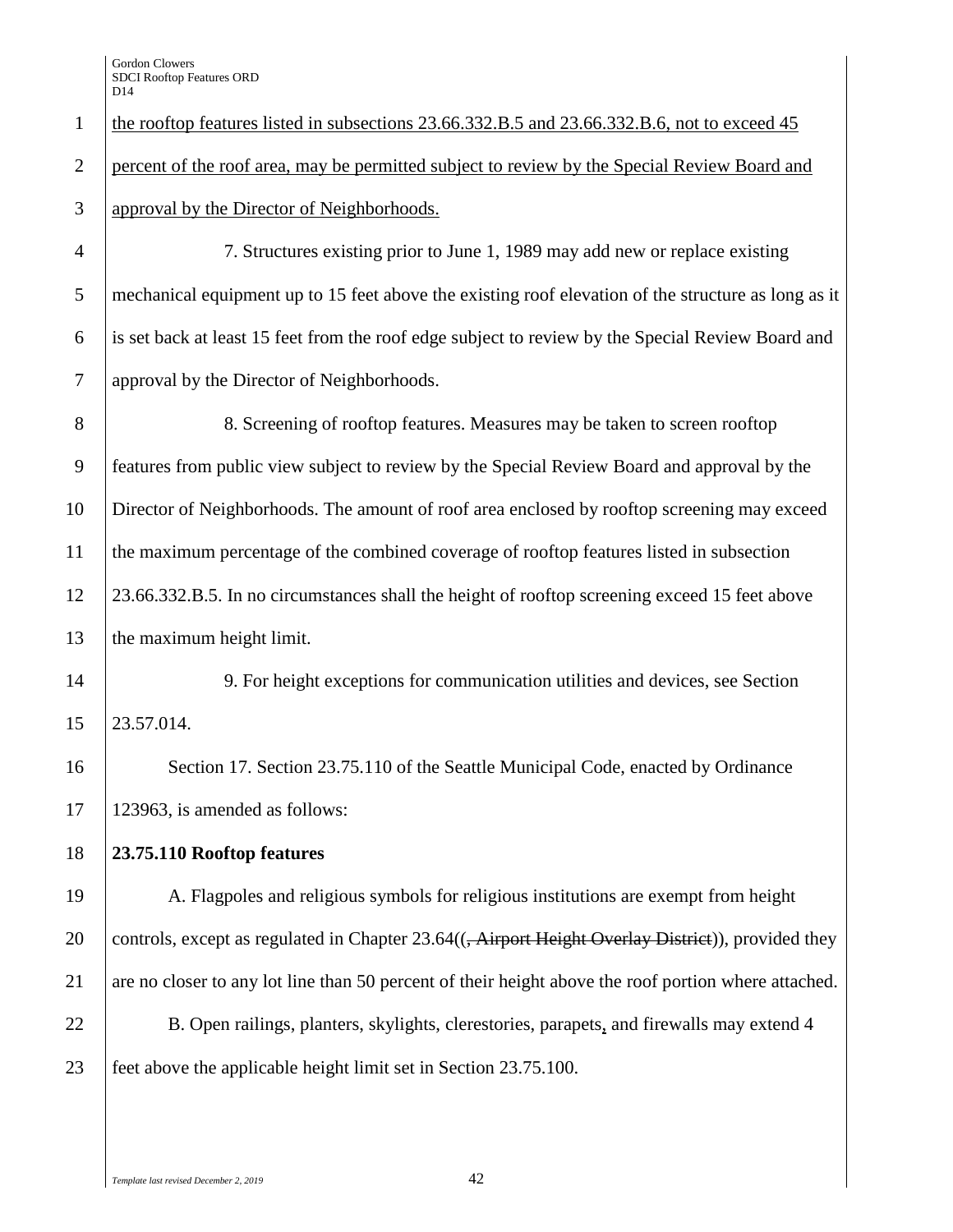the rooftop features listed in subsections 23.66.332.B.5 and 23.66.332.B.6, not to exceed 45 percent of the roof area, may be permitted subject to review by the Special Review Board and approval by the Director of Neighborhoods.

7. Structures existing prior to June 1, 1989 may add new or replace existing mechanical equipment up to 15 feet above the existing roof elevation of the structure as long as it is set back at least 15 feet from the roof edge subject to review by the Special Review Board and approval by the Director of Neighborhoods.

8. Screening of rooftop features. Measures may be taken to screen rooftop features from public view subject to review by the Special Review Board and approval by the Director of Neighborhoods. The amount of roof area enclosed by rooftop screening may exceed the maximum percentage of the combined coverage of rooftop features listed in subsection 23.66.332.B.5. In no circumstances shall the height of rooftop screening exceed 15 feet above the maximum height limit.

9. For height exceptions for communication utilities and devices, see Section 23.57.014.

Section 17. Section 23.75.110 of the Seattle Municipal Code, enacted by Ordinance 123963, is amended as follows:

**23.75.110 Rooftop features**

A. Flagpoles and religious symbols for religious institutions are exempt from height controls, except as regulated in Chapter 23.64((~~, Airport Height Overlay District~~)), provided they are no closer to any lot line than 50 percent of their height above the roof portion where attached.

B. Open railings, planters, skylights, clerestories, parapets, and firewalls may extend 4 feet above the applicable height limit set in Section 23.75.100.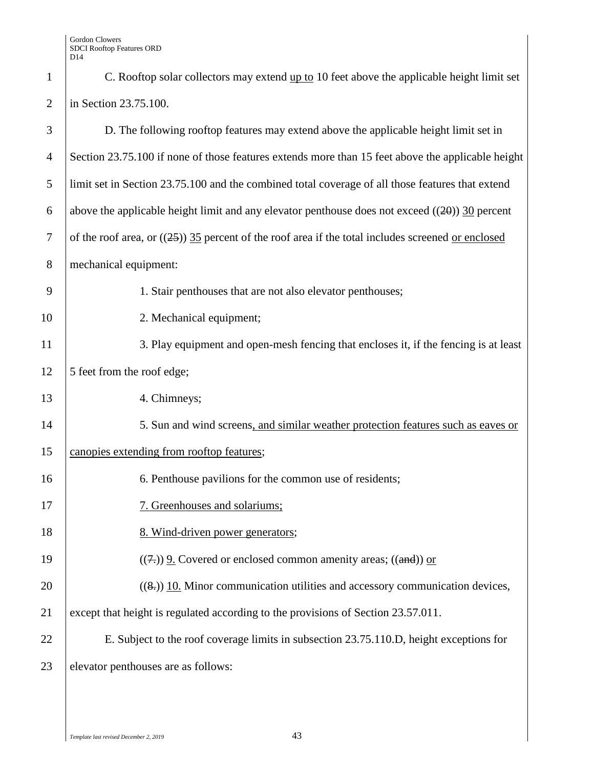C. Rooftop solar collectors may extend up to 10 feet above the applicable height limit set in Section 23.75.100.

D. The following rooftop features may extend above the applicable height limit set in Section 23.75.100 if none of those features extends more than 15 feet above the applicable height limit set in Section 23.75.100 and the combined total coverage of all those features that extend above the applicable height limit and any elevator penthouse does not exceed ((~~20~~)) 30 percent of the roof area, or ((~~25~~)) 35 percent of the roof area if the total includes screened or enclosed mechanical equipment:

1. Stair penthouses that are not also elevator penthouses;

2. Mechanical equipment;

3. Play equipment and open-mesh fencing that encloses it, if the fencing is at least 5 feet from the roof edge;

4. Chimneys;

5. Sun and wind screens, and similar weather protection features such as eaves or canopies extending from rooftop features;

6. Penthouse pavilions for the common use of residents;

7. Greenhouses and solariums;

8. Wind-driven power generators;

((~~7.~~)) 9. Covered or enclosed common amenity areas; ((~~and~~)) or

((~~8.~~)) 10. Minor communication utilities and accessory communication devices, except that height is regulated according to the provisions of Section 23.57.011.

E. Subject to the roof coverage limits in subsection 23.75.110.D, height exceptions for elevator penthouses are as follows: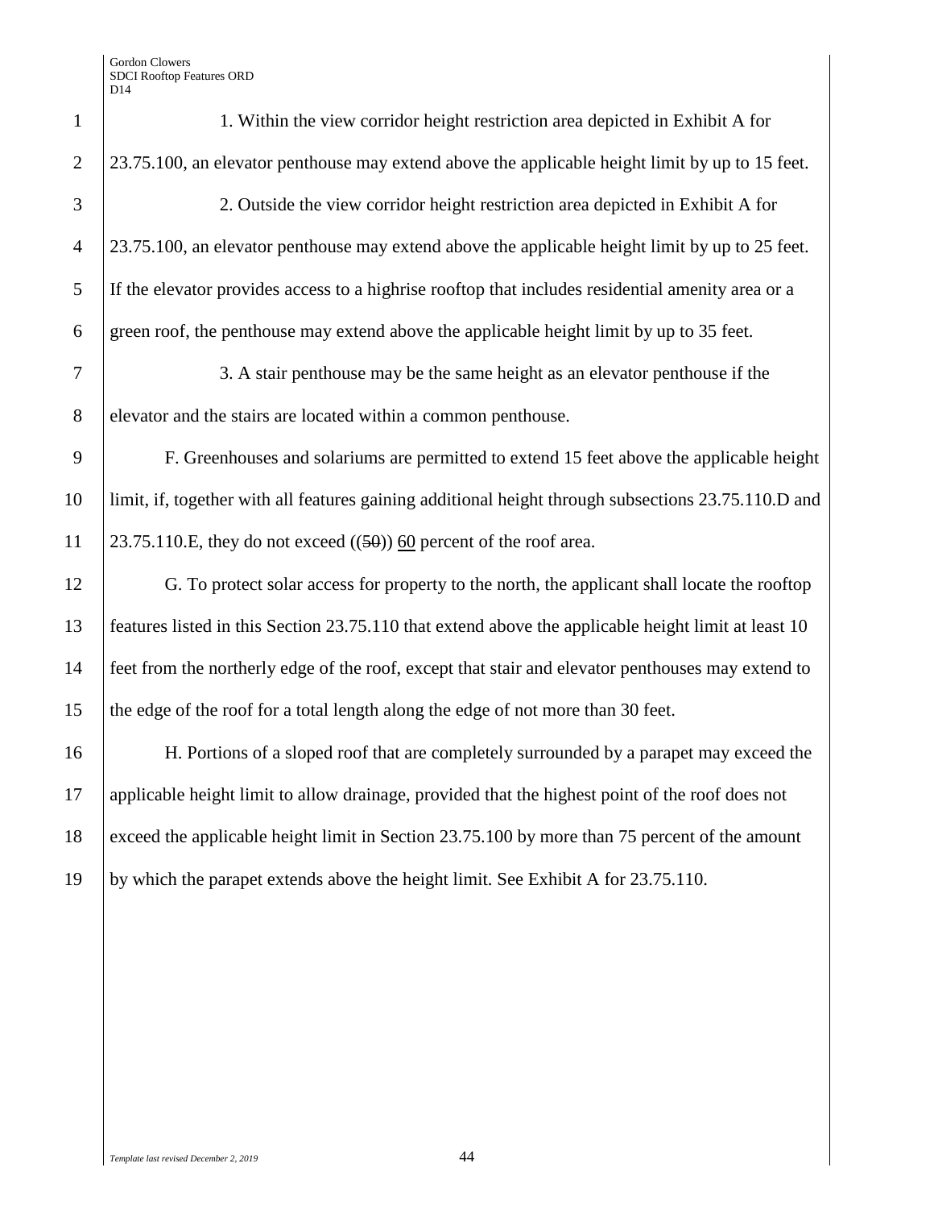1. Within the view corridor height restriction area depicted in Exhibit A for 23.75.100, an elevator penthouse may extend above the applicable height limit by up to 15 feet.

2. Outside the view corridor height restriction area depicted in Exhibit A for 23.75.100, an elevator penthouse may extend above the applicable height limit by up to 25 feet. If the elevator provides access to a highrise rooftop that includes residential amenity area or a green roof, the penthouse may extend above the applicable height limit by up to 35 feet.

3. A stair penthouse may be the same height as an elevator penthouse if the elevator and the stairs are located within a common penthouse.

F. Greenhouses and solariums are permitted to extend 15 feet above the applicable height limit, if, together with all features gaining additional height through subsections 23.75.110.D and 23.75.110.E, they do not exceed ((~~50~~)) 60 percent of the roof area.

G. To protect solar access for property to the north, the applicant shall locate the rooftop features listed in this Section 23.75.110 that extend above the applicable height limit at least 10 feet from the northerly edge of the roof, except that stair and elevator penthouses may extend to the edge of the roof for a total length along the edge of not more than 30 feet.

H. Portions of a sloped roof that are completely surrounded by a parapet may exceed the applicable height limit to allow drainage, provided that the highest point of the roof does not exceed the applicable height limit in Section 23.75.100 by more than 75 percent of the amount by which the parapet extends above the height limit. See Exhibit A for 23.75.110.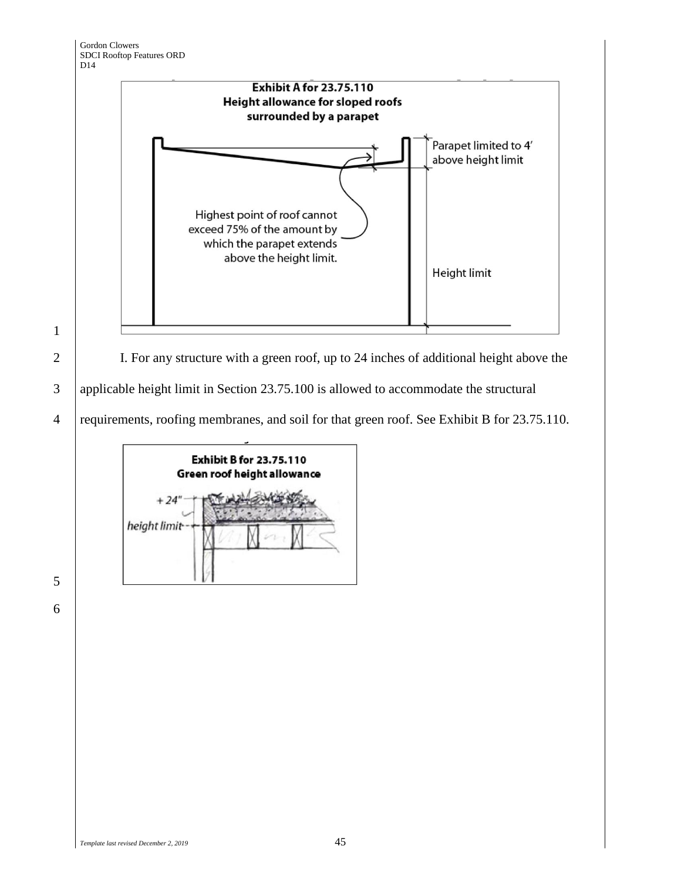**Exhibit A for 23.75.110**
**Height allowance for sloped roofs surrounded by a parapet**

Parapet limited to 4' above height limit

Highest point of roof cannot exceed 75% of the amount by which the parapet extends above the height limit.

Height limit

I. For any structure with a green roof, up to 24 inches of additional height above the applicable height limit in Section 23.75.100 is allowed to accommodate the structural requirements, roofing membranes, and soil for that green roof. See Exhibit B for 23.75.110.

**Exhibit B for 23.75.110**
**Green roof height allowance**

+ 24"

height limit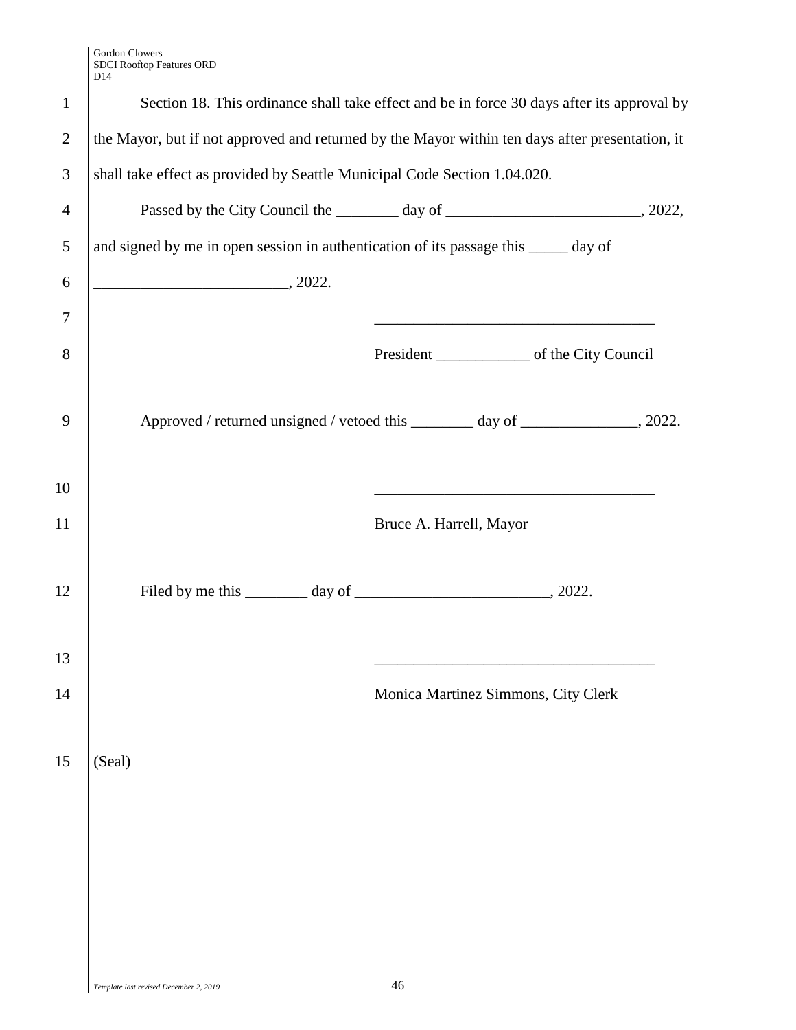Section 18. This ordinance shall take effect and be in force 30 days after its approval by the Mayor, but if not approved and returned by the Mayor within ten days after presentation, it shall take effect as provided by Seattle Municipal Code Section 1.04.020.

Passed by the City Council the ________ day of _________________________, 2022, and signed by me in open session in authentication of its passage this _____ day of _________________________, 2022.

____________________________________

President ____________ of the City Council

Approved / returned unsigned / vetoed this ________ day of _______________, 2022.

____________________________________

Bruce A. Harrell, Mayor

Filed by me this ________ day of _________________________, 2022.

____________________________________

Monica Martinez Simmons, City Clerk

(Seal)